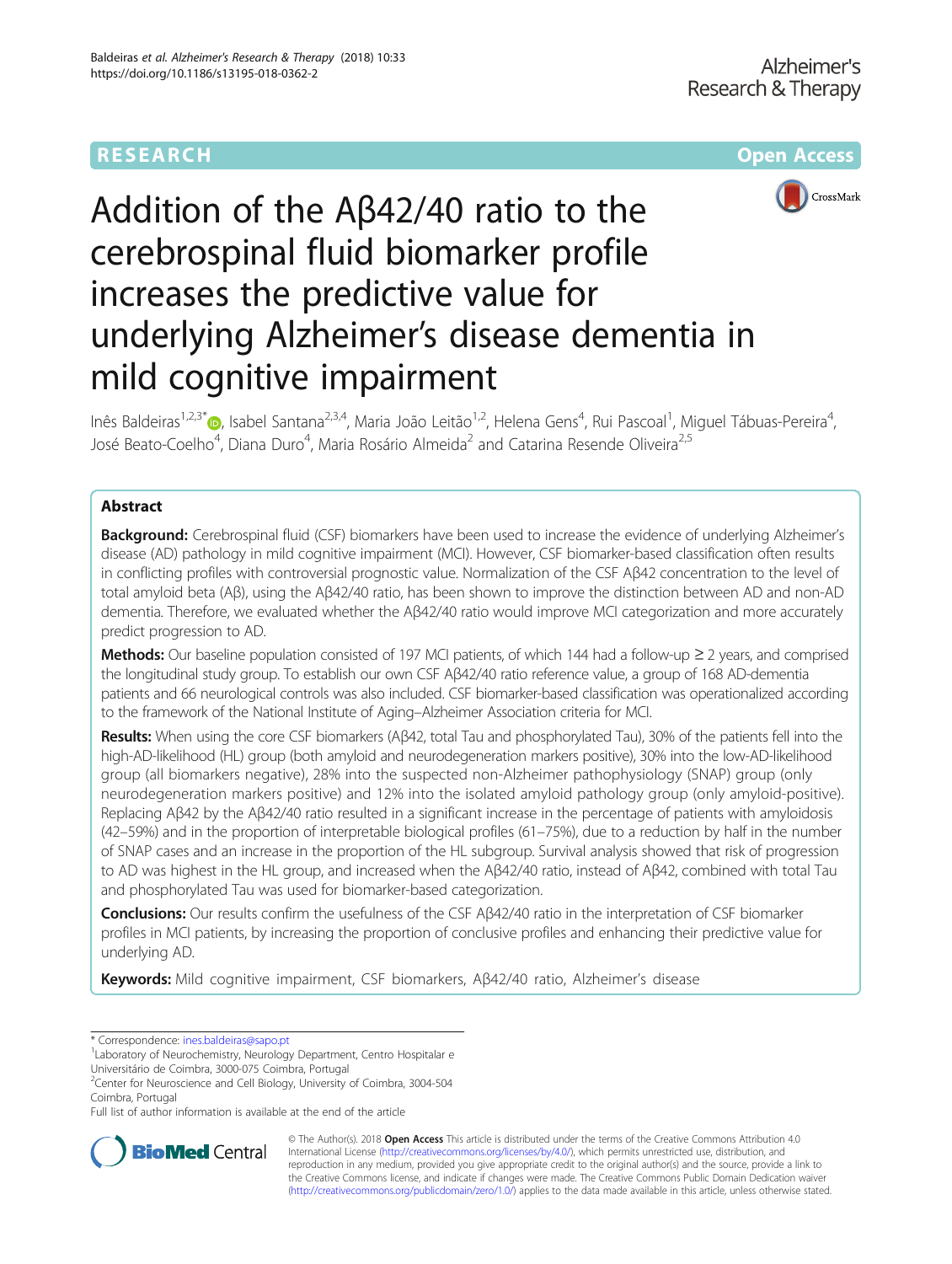RESEARCH Open Access

# Addition of the Aβ42/40 ratio to the cerebrospinal fluid biomarker profile increases the predictive value for underlying Alzheimer's disease dementia in mild cognitive impairment

Inês Baldeiras[1,2,3*], Isabel Santana[2,3,4], Maria João Leitão[1,2], Helena Gens[4], Rui Pascoal[1], Miguel Tábuas-Pereira[4], José Beato-Coelho[4], Diana Duro[4], Maria Rosário Almeida[2] and Catarina Resende Oliveira[2,5]

## Abstract

**Background:** Cerebrospinal fluid (CSF) biomarkers have been used to increase the evidence of underlying Alzheimer's disease (AD) pathology in mild cognitive impairment (MCI). However, CSF biomarker-based classification often results in conflicting profiles with controversial prognostic value. Normalization of the CSF Aβ42 concentration to the level of total amyloid beta (Aβ), using the Aβ42/40 ratio, has been shown to improve the distinction between AD and non-AD dementia. Therefore, we evaluated whether the Aβ42/40 ratio would improve MCI categorization and more accurately predict progression to AD.

**Methods:** Our baseline population consisted of 197 MCI patients, of which 144 had a follow-up ≥ 2 years, and comprised the longitudinal study group. To establish our own CSF Aβ42/40 ratio reference value, a group of 168 AD-dementia patients and 66 neurological controls was also included. CSF biomarker-based classification was operationalized according to the framework of the National Institute of Aging–Alzheimer Association criteria for MCI.

**Results:** When using the core CSF biomarkers (Aβ42, total Tau and phosphorylated Tau), 30% of the patients fell into the high-AD-likelihood (HL) group (both amyloid and neurodegeneration markers positive), 30% into the low-AD-likelihood group (all biomarkers negative), 28% into the suspected non-Alzheimer pathophysiology (SNAP) group (only neurodegeneration markers positive) and 12% into the isolated amyloid pathology group (only amyloid-positive). Replacing Aβ42 by the Aβ42/40 ratio resulted in a significant increase in the percentage of patients with amyloidosis (42–59%) and in the proportion of interpretable biological profiles (61–75%), due to a reduction by half in the number of SNAP cases and an increase in the proportion of the HL subgroup. Survival analysis showed that risk of progression to AD was highest in the HL group, and increased when the Aβ42/40 ratio, instead of Aβ42, combined with total Tau and phosphorylated Tau was used for biomarker-based categorization.

**Conclusions:** Our results confirm the usefulness of the CSF Aβ42/40 ratio in the interpretation of CSF biomarker profiles in MCI patients, by increasing the proportion of conclusive profiles and enhancing their predictive value for underlying AD.

**Keywords:** Mild cognitive impairment, CSF biomarkers, Aβ42/40 ratio, Alzheimer's disease

---

\* Correspondence: ines.baldeiras@sapo.pt

[1]Laboratory of Neurochemistry, Neurology Department, Centro Hospitalar e Universitário de Coimbra, 3000-075 Coimbra, Portugal

[2]Center for Neuroscience and Cell Biology, University of Coimbra, 3004-504 Coimbra, Portugal

Full list of author information is available at the end of the article

© The Author(s). 2018 **Open Access** This article is distributed under the terms of the Creative Commons Attribution 4.0 International License (http://creativecommons.org/licenses/by/4.0/), which permits unrestricted use, distribution, and reproduction in any medium, provided you give appropriate credit to the original author(s) and the source, provide a link to the Creative Commons license, and indicate if changes were made. The Creative Commons Public Domain Dedication waiver (http://creativecommons.org/publicdomain/zero/1.0/) applies to the data made available in this article, unless otherwise stated.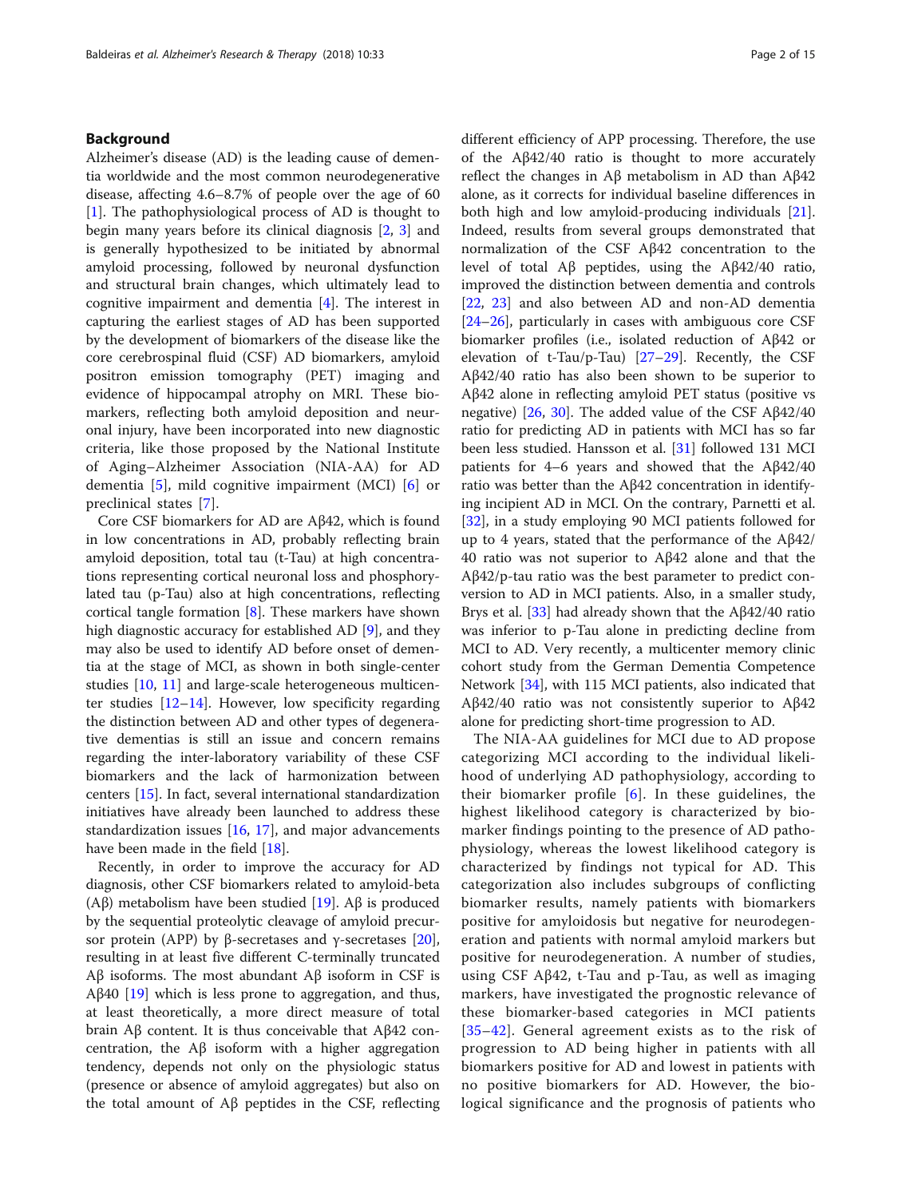## Background

Alzheimer's disease (AD) is the leading cause of dementia worldwide and the most common neurodegenerative disease, affecting 4.6–8.7% of people over the age of 60 [1]. The pathophysiological process of AD is thought to begin many years before its clinical diagnosis [2, 3] and is generally hypothesized to be initiated by abnormal amyloid processing, followed by neuronal dysfunction and structural brain changes, which ultimately lead to cognitive impairment and dementia [4]. The interest in capturing the earliest stages of AD has been supported by the development of biomarkers of the disease like the core cerebrospinal fluid (CSF) AD biomarkers, amyloid positron emission tomography (PET) imaging and evidence of hippocampal atrophy on MRI. These biomarkers, reflecting both amyloid deposition and neuronal injury, have been incorporated into new diagnostic criteria, like those proposed by the National Institute of Aging–Alzheimer Association (NIA-AA) for AD dementia [5], mild cognitive impairment (MCI) [6] or preclinical states [7].

Core CSF biomarkers for AD are Aβ42, which is found in low concentrations in AD, probably reflecting brain amyloid deposition, total tau (t-Tau) at high concentrations representing cortical neuronal loss and phosphorylated tau (p-Tau) also at high concentrations, reflecting cortical tangle formation [8]. These markers have shown high diagnostic accuracy for established AD [9], and they may also be used to identify AD before onset of dementia at the stage of MCI, as shown in both single-center studies [10, 11] and large-scale heterogeneous multicenter studies [12–14]. However, low specificity regarding the distinction between AD and other types of degenerative dementias is still an issue and concern remains regarding the inter-laboratory variability of these CSF biomarkers and the lack of harmonization between centers [15]. In fact, several international standardization initiatives have already been launched to address these standardization issues [16, 17], and major advancements have been made in the field [18].

Recently, in order to improve the accuracy for AD diagnosis, other CSF biomarkers related to amyloid-beta (Aβ) metabolism have been studied [19]. Aβ is produced by the sequential proteolytic cleavage of amyloid precursor protein (APP) by β-secretases and γ-secretases [20], resulting in at least five different C-terminally truncated Aβ isoforms. The most abundant Aβ isoform in CSF is Aβ40 [19] which is less prone to aggregation, and thus, at least theoretically, a more direct measure of total brain Aβ content. It is thus conceivable that Aβ42 concentration, the Aβ isoform with a higher aggregation tendency, depends not only on the physiologic status (presence or absence of amyloid aggregates) but also on the total amount of Aβ peptides in the CSF, reflecting different efficiency of APP processing. Therefore, the use of the Aβ42/40 ratio is thought to more accurately reflect the changes in Aβ metabolism in AD than Aβ42 alone, as it corrects for individual baseline differences in both high and low amyloid-producing individuals [21]. Indeed, results from several groups demonstrated that normalization of the CSF Aβ42 concentration to the level of total Aβ peptides, using the Aβ42/40 ratio, improved the distinction between dementia and controls [22, 23] and also between AD and non-AD dementia [24–26], particularly in cases with ambiguous core CSF biomarker profiles (i.e., isolated reduction of Aβ42 or elevation of t-Tau/p-Tau) [27–29]. Recently, the CSF Aβ42/40 ratio has also been shown to be superior to Aβ42 alone in reflecting amyloid PET status (positive vs negative) [26, 30]. The added value of the CSF Aβ42/40 ratio for predicting AD in patients with MCI has so far been less studied. Hansson et al. [31] followed 131 MCI patients for 4–6 years and showed that the Aβ42/40 ratio was better than the Aβ42 concentration in identifying incipient AD in MCI. On the contrary, Parnetti et al. [32], in a study employing 90 MCI patients followed for up to 4 years, stated that the performance of the Aβ42/40 ratio was not superior to Aβ42 alone and that the Aβ42/p-tau ratio was the best parameter to predict conversion to AD in MCI patients. Also, in a smaller study, Brys et al. [33] had already shown that the Aβ42/40 ratio was inferior to p-Tau alone in predicting decline from MCI to AD. Very recently, a multicenter memory clinic cohort study from the German Dementia Competence Network [34], with 115 MCI patients, also indicated that Aβ42/40 ratio was not consistently superior to Aβ42 alone for predicting short-time progression to AD.

The NIA-AA guidelines for MCI due to AD propose categorizing MCI according to the individual likelihood of underlying AD pathophysiology, according to their biomarker profile [6]. In these guidelines, the highest likelihood category is characterized by biomarker findings pointing to the presence of AD pathophysiology, whereas the lowest likelihood category is characterized by findings not typical for AD. This categorization also includes subgroups of conflicting biomarker results, namely patients with biomarkers positive for amyloidosis but negative for neurodegeneration and patients with normal amyloid markers but positive for neurodegeneration. A number of studies, using CSF Aβ42, t-Tau and p-Tau, as well as imaging markers, have investigated the prognostic relevance of these biomarker-based categories in MCI patients [35–42]. General agreement exists as to the risk of progression to AD being higher in patients with all biomarkers positive for AD and lowest in patients with no positive biomarkers for AD. However, the biological significance and the prognosis of patients who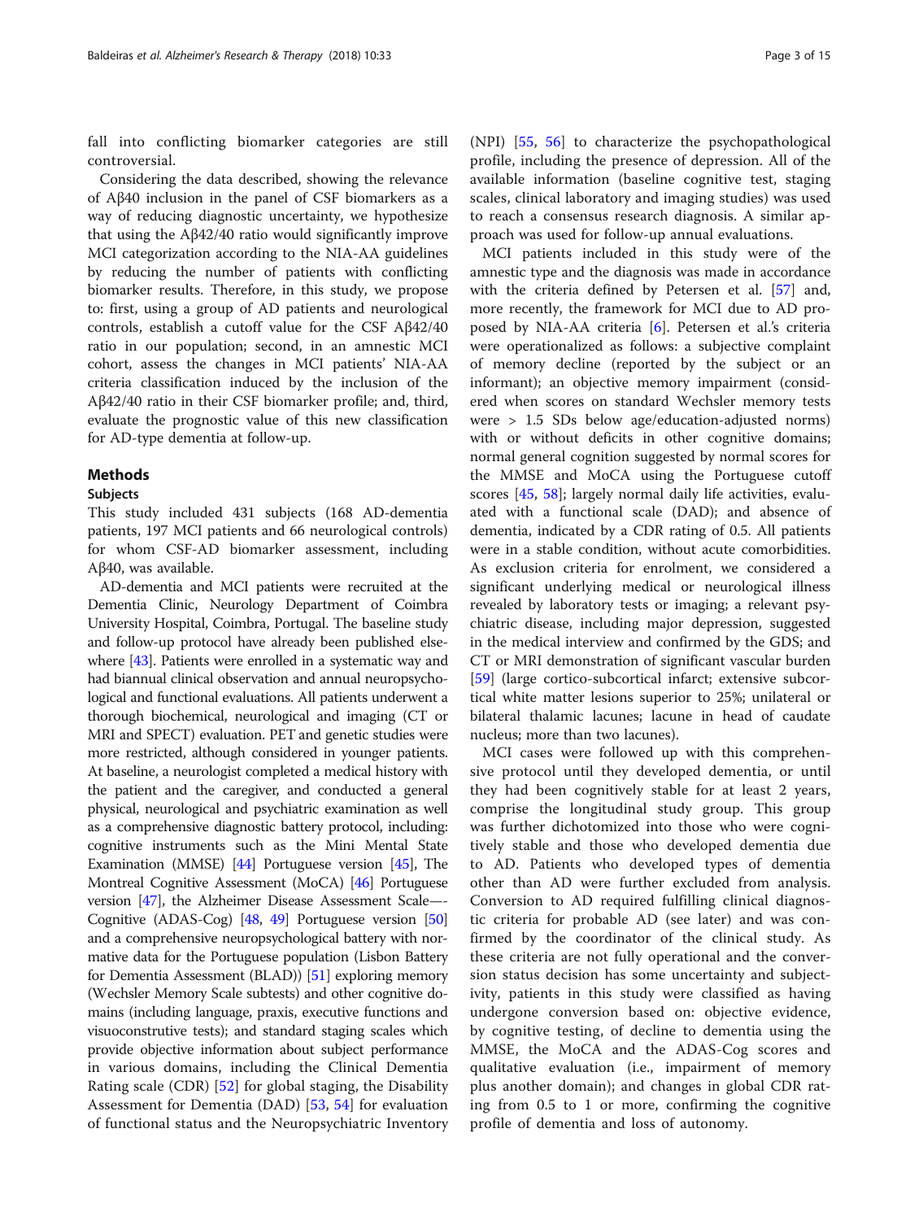fall into conflicting biomarker categories are still controversial.

Considering the data described, showing the relevance of Aβ40 inclusion in the panel of CSF biomarkers as a way of reducing diagnostic uncertainty, we hypothesize that using the Aβ42/40 ratio would significantly improve MCI categorization according to the NIA-AA guidelines by reducing the number of patients with conflicting biomarker results. Therefore, in this study, we propose to: first, using a group of AD patients and neurological controls, establish a cutoff value for the CSF Aβ42/40 ratio in our population; second, in an amnestic MCI cohort, assess the changes in MCI patients' NIA-AA criteria classification induced by the inclusion of the Aβ42/40 ratio in their CSF biomarker profile; and, third, evaluate the prognostic value of this new classification for AD-type dementia at follow-up.

## Methods

### Subjects

This study included 431 subjects (168 AD-dementia patients, 197 MCI patients and 66 neurological controls) for whom CSF-AD biomarker assessment, including Aβ40, was available.

AD-dementia and MCI patients were recruited at the Dementia Clinic, Neurology Department of Coimbra University Hospital, Coimbra, Portugal. The baseline study and follow-up protocol have already been published elsewhere [43]. Patients were enrolled in a systematic way and had biannual clinical observation and annual neuropsychological and functional evaluations. All patients underwent a thorough biochemical, neurological and imaging (CT or MRI and SPECT) evaluation. PET and genetic studies were more restricted, although considered in younger patients. At baseline, a neurologist completed a medical history with the patient and the caregiver, and conducted a general physical, neurological and psychiatric examination as well as a comprehensive diagnostic battery protocol, including: cognitive instruments such as the Mini Mental State Examination (MMSE) [44] Portuguese version [45], The Montreal Cognitive Assessment (MoCA) [46] Portuguese version [47], the Alzheimer Disease Assessment Scale—-Cognitive (ADAS-Cog) [48, 49] Portuguese version [50] and a comprehensive neuropsychological battery with normative data for the Portuguese population (Lisbon Battery for Dementia Assessment (BLAD)) [51] exploring memory (Wechsler Memory Scale subtests) and other cognitive domains (including language, praxis, executive functions and visuoconstrutive tests); and standard staging scales which provide objective information about subject performance in various domains, including the Clinical Dementia Rating scale (CDR) [52] for global staging, the Disability Assessment for Dementia (DAD) [53, 54] for evaluation of functional status and the Neuropsychiatric Inventory (NPI) [55, 56] to characterize the psychopathological profile, including the presence of depression. All of the available information (baseline cognitive test, staging scales, clinical laboratory and imaging studies) was used to reach a consensus research diagnosis. A similar approach was used for follow-up annual evaluations.

MCI patients included in this study were of the amnestic type and the diagnosis was made in accordance with the criteria defined by Petersen et al. [57] and, more recently, the framework for MCI due to AD proposed by NIA-AA criteria [6]. Petersen et al.'s criteria were operationalized as follows: a subjective complaint of memory decline (reported by the subject or an informant); an objective memory impairment (considered when scores on standard Wechsler memory tests were > 1.5 SDs below age/education-adjusted norms) with or without deficits in other cognitive domains; normal general cognition suggested by normal scores for the MMSE and MoCA using the Portuguese cutoff scores [45, 58]; largely normal daily life activities, evaluated with a functional scale (DAD); and absence of dementia, indicated by a CDR rating of 0.5. All patients were in a stable condition, without acute comorbidities. As exclusion criteria for enrolment, we considered a significant underlying medical or neurological illness revealed by laboratory tests or imaging; a relevant psychiatric disease, including major depression, suggested in the medical interview and confirmed by the GDS; and CT or MRI demonstration of significant vascular burden [59] (large cortico-subcortical infarct; extensive subcortical white matter lesions superior to 25%; unilateral or bilateral thalamic lacunes; lacune in head of caudate nucleus; more than two lacunes).

MCI cases were followed up with this comprehensive protocol until they developed dementia, or until they had been cognitively stable for at least 2 years, comprise the longitudinal study group. This group was further dichotomized into those who were cognitively stable and those who developed dementia due to AD. Patients who developed types of dementia other than AD were further excluded from analysis. Conversion to AD required fulfilling clinical diagnostic criteria for probable AD (see later) and was confirmed by the coordinator of the clinical study. As these criteria are not fully operational and the conversion status decision has some uncertainty and subjectivity, patients in this study were classified as having undergone conversion based on: objective evidence, by cognitive testing, of decline to dementia using the MMSE, the MoCA and the ADAS-Cog scores and qualitative evaluation (i.e., impairment of memory plus another domain); and changes in global CDR rating from 0.5 to 1 or more, confirming the cognitive profile of dementia and loss of autonomy.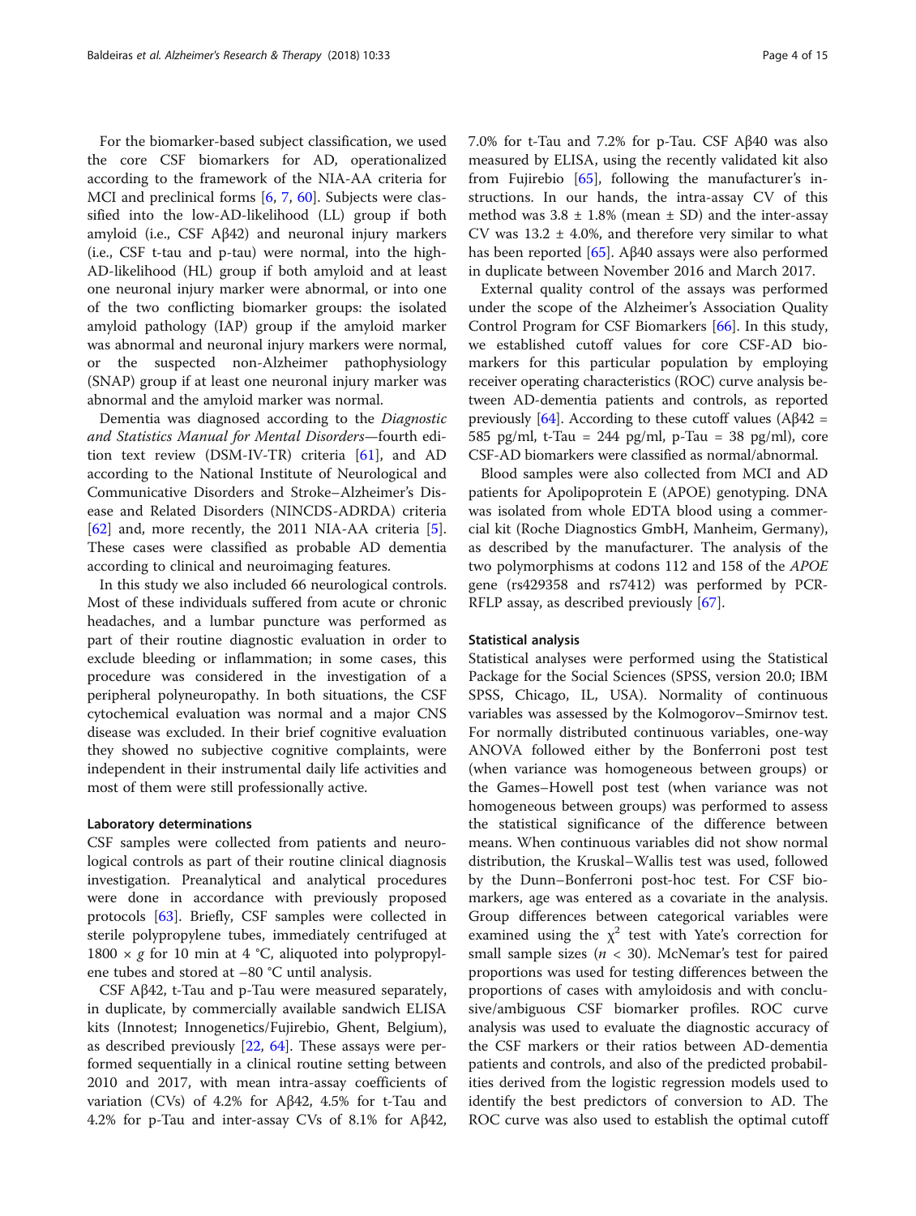For the biomarker-based subject classification, we used the core CSF biomarkers for AD, operationalized according to the framework of the NIA-AA criteria for MCI and preclinical forms [6, 7, 60]. Subjects were classified into the low-AD-likelihood (LL) group if both amyloid (i.e., CSF Aβ42) and neuronal injury markers (i.e., CSF t-tau and p-tau) were normal, into the high-AD-likelihood (HL) group if both amyloid and at least one neuronal injury marker were abnormal, or into one of the two conflicting biomarker groups: the isolated amyloid pathology (IAP) group if the amyloid marker was abnormal and neuronal injury markers were normal, or the suspected non-Alzheimer pathophysiology (SNAP) group if at least one neuronal injury marker was abnormal and the amyloid marker was normal.

Dementia was diagnosed according to the *Diagnostic and Statistics Manual for Mental Disorders*—fourth edition text review (DSM-IV-TR) criteria [61], and AD according to the National Institute of Neurological and Communicative Disorders and Stroke–Alzheimer's Disease and Related Disorders (NINCDS-ADRDA) criteria [62] and, more recently, the 2011 NIA-AA criteria [5]. These cases were classified as probable AD dementia according to clinical and neuroimaging features.

In this study we also included 66 neurological controls. Most of these individuals suffered from acute or chronic headaches, and a lumbar puncture was performed as part of their routine diagnostic evaluation in order to exclude bleeding or inflammation; in some cases, this procedure was considered in the investigation of a peripheral polyneuropathy. In both situations, the CSF cytochemical evaluation was normal and a major CNS disease was excluded. In their brief cognitive evaluation they showed no subjective cognitive complaints, were independent in their instrumental daily life activities and most of them were still professionally active.

### Laboratory determinations

CSF samples were collected from patients and neurological controls as part of their routine clinical diagnosis investigation. Preanalytical and analytical procedures were done in accordance with previously proposed protocols [63]. Briefly, CSF samples were collected in sterile polypropylene tubes, immediately centrifuged at $1800 \times g$ for 10 min at 4 °C, aliquoted into polypropylene tubes and stored at −80 °C until analysis.

CSF Aβ42, t-Tau and p-Tau were measured separately, in duplicate, by commercially available sandwich ELISA kits (Innotest; Innogenetics/Fujirebio, Ghent, Belgium), as described previously [22, 64]. These assays were performed sequentially in a clinical routine setting between 2010 and 2017, with mean intra-assay coefficients of variation (CVs) of 4.2% for Aβ42, 4.5% for t-Tau and 4.2% for p-Tau and inter-assay CVs of 8.1% for Aβ42, 7.0% for t-Tau and 7.2% for p-Tau. CSF Aβ40 was also measured by ELISA, using the recently validated kit also from Fujirebio [65], following the manufacturer's instructions. In our hands, the intra-assay CV of this method was 3.8 ± 1.8% (mean ± SD) and the inter-assay CV was 13.2 ± 4.0%, and therefore very similar to what has been reported [65]. Aβ40 assays were also performed in duplicate between November 2016 and March 2017.

External quality control of the assays was performed under the scope of the Alzheimer's Association Quality Control Program for CSF Biomarkers [66]. In this study, we established cutoff values for core CSF-AD biomarkers for this particular population by employing receiver operating characteristics (ROC) curve analysis between AD-dementia patients and controls, as reported previously [64]. According to these cutoff values (Aβ42 = 585 pg/ml, t-Tau = 244 pg/ml, p-Tau = 38 pg/ml), core CSF-AD biomarkers were classified as normal/abnormal.

Blood samples were also collected from MCI and AD patients for Apolipoprotein E (APOE) genotyping. DNA was isolated from whole EDTA blood using a commercial kit (Roche Diagnostics GmbH, Manheim, Germany), as described by the manufacturer. The analysis of the two polymorphisms at codons 112 and 158 of the *APOE* gene (rs429358 and rs7412) was performed by PCR-RFLP assay, as described previously [67].

### Statistical analysis

Statistical analyses were performed using the Statistical Package for the Social Sciences (SPSS, version 20.0; IBM SPSS, Chicago, IL, USA). Normality of continuous variables was assessed by the Kolmogorov–Smirnov test. For normally distributed continuous variables, one-way ANOVA followed either by the Bonferroni post test (when variance was homogeneous between groups) or the Games–Howell post test (when variance was not homogeneous between groups) was performed to assess the statistical significance of the difference between means. When continuous variables did not show normal distribution, the Kruskal–Wallis test was used, followed by the Dunn–Bonferroni post-hoc test. For CSF biomarkers, age was entered as a covariate in the analysis. Group differences between categorical variables were examined using the $\chi^2$ test with Yate's correction for small sample sizes ($n < 30$). McNemar's test for paired proportions was used for testing differences between the proportions of cases with amyloidosis and with conclusive/ambiguous CSF biomarker profiles. ROC curve analysis was used to evaluate the diagnostic accuracy of the CSF markers or their ratios between AD-dementia patients and controls, and also of the predicted probabilities derived from the logistic regression models used to identify the best predictors of conversion to AD. The ROC curve was also used to establish the optimal cutoff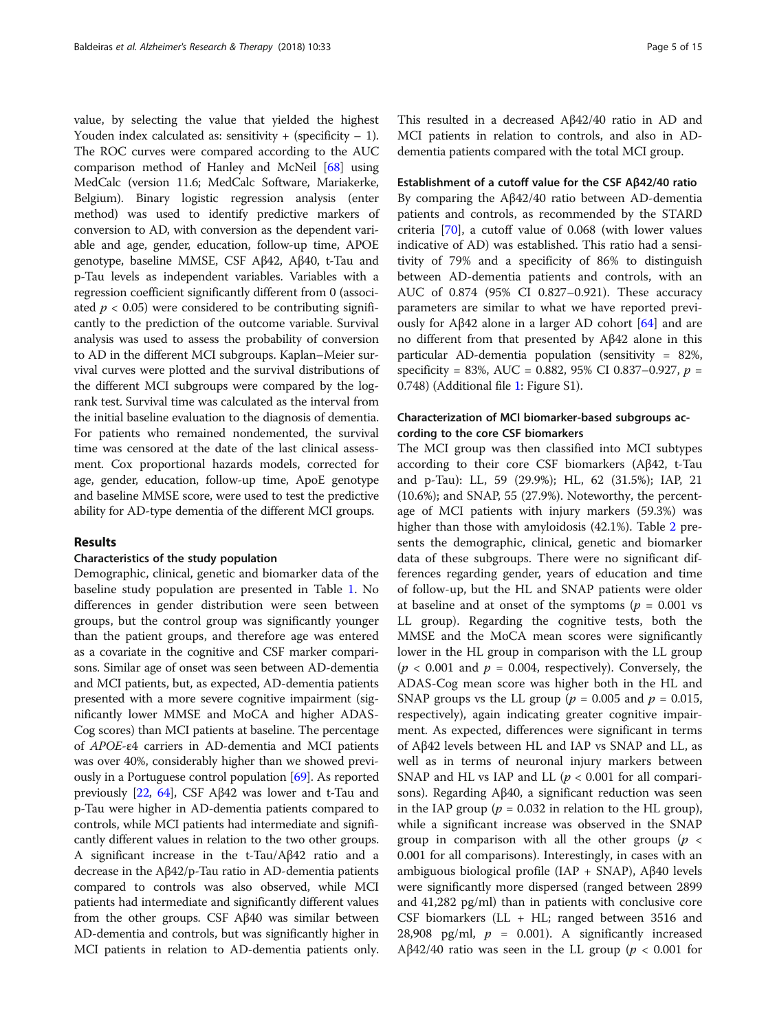value, by selecting the value that yielded the highest Youden index calculated as: sensitivity + (specificity – 1). The ROC curves were compared according to the AUC comparison method of Hanley and McNeil [68] using MedCalc (version 11.6; MedCalc Software, Mariakerke, Belgium). Binary logistic regression analysis (enter method) was used to identify predictive markers of conversion to AD, with conversion as the dependent variable and age, gender, education, follow-up time, APOE genotype, baseline MMSE, CSF Aβ42, Aβ40, t-Tau and p-Tau levels as independent variables. Variables with a regression coefficient significantly different from 0 (associated $p < 0.05$) were considered to be contributing significantly to the prediction of the outcome variable. Survival analysis was used to assess the probability of conversion to AD in the different MCI subgroups. Kaplan–Meier survival curves were plotted and the survival distributions of the different MCI subgroups were compared by the log-rank test. Survival time was calculated as the interval from the initial baseline evaluation to the diagnosis of dementia. For patients who remained nondemented, the survival time was censored at the date of the last clinical assessment. Cox proportional hazards models, corrected for age, gender, education, follow-up time, ApoE genotype and baseline MMSE score, were used to test the predictive ability for AD-type dementia of the different MCI groups.

## Results

### Characteristics of the study population

Demographic, clinical, genetic and biomarker data of the baseline study population are presented in Table 1. No differences in gender distribution were seen between groups, but the control group was significantly younger than the patient groups, and therefore age was entered as a covariate in the cognitive and CSF marker comparisons. Similar age of onset was seen between AD-dementia and MCI patients, but, as expected, AD-dementia patients presented with a more severe cognitive impairment (significantly lower MMSE and MoCA and higher ADAS-Cog scores) than MCI patients at baseline. The percentage of *APOE*-ε4 carriers in AD-dementia and MCI patients was over 40%, considerably higher than we showed previously in a Portuguese control population [69]. As reported previously [22, 64], CSF Aβ42 was lower and t-Tau and p-Tau were higher in AD-dementia patients compared to controls, while MCI patients had intermediate and significantly different values in relation to the two other groups. A significant increase in the t-Tau/Aβ42 ratio and a decrease in the Aβ42/p-Tau ratio in AD-dementia patients compared to controls was also observed, while MCI patients had intermediate and significantly different values from the other groups. CSF Aβ40 was similar between AD-dementia and controls, but was significantly higher in MCI patients in relation to AD-dementia patients only. This resulted in a decreased Aβ42/40 ratio in AD and MCI patients in relation to controls, and also in AD-dementia patients compared with the total MCI group.

### Establishment of a cutoff value for the CSF Aβ42/40 ratio

By comparing the Aβ42/40 ratio between AD-dementia patients and controls, as recommended by the STARD criteria [70], a cutoff value of 0.068 (with lower values indicative of AD) was established. This ratio had a sensitivity of 79% and a specificity of 86% to distinguish between AD-dementia patients and controls, with an AUC of 0.874 (95% CI 0.827–0.921). These accuracy parameters are similar to what we have reported previously for Aβ42 alone in a larger AD cohort [64] and are no different from that presented by Aβ42 alone in this particular AD-dementia population (sensitivity = 82%, specificity = 83%, AUC = 0.882, 95% CI 0.837–0.927, $p = 0.748$) (Additional file 1: Figure S1).

### Characterization of MCI biomarker-based subgroups according to the core CSF biomarkers

The MCI group was then classified into MCI subtypes according to their core CSF biomarkers (Aβ42, t-Tau and p-Tau): LL, 59 (29.9%); HL, 62 (31.5%); IAP, 21 (10.6%); and SNAP, 55 (27.9%). Noteworthy, the percentage of MCI patients with injury markers (59.3%) was higher than those with amyloidosis (42.1%). Table 2 presents the demographic, clinical, genetic and biomarker data of these subgroups. There were no significant differences regarding gender, years of education and time of follow-up, but the HL and SNAP patients were older at baseline and at onset of the symptoms ($p = 0.001$ vs LL group). Regarding the cognitive tests, both the MMSE and the MoCA mean scores were significantly lower in the HL group in comparison with the LL group ($p < 0.001$ and $p = 0.004$, respectively). Conversely, the ADAS-Cog mean score was higher both in the HL and SNAP groups vs the LL group ($p = 0.005$ and $p = 0.015$, respectively), again indicating greater cognitive impairment. As expected, differences were significant in terms of Aβ42 levels between HL and IAP vs SNAP and LL, as well as in terms of neuronal injury markers between SNAP and HL vs IAP and LL ($p < 0.001$ for all comparisons). Regarding Aβ40, a significant reduction was seen in the IAP group ($p = 0.032$ in relation to the HL group), while a significant increase was observed in the SNAP group in comparison with all the other groups ($p < 0.001$ for all comparisons). Interestingly, in cases with an ambiguous biological profile (IAP + SNAP), Aβ40 levels were significantly more dispersed (ranged between 2899 and 41,282 pg/ml) than in patients with conclusive core CSF biomarkers (LL + HL; ranged between 3516 and 28,908 pg/ml, $p = 0.001$). A significantly increased Aβ42/40 ratio was seen in the LL group ($p < 0.001$ for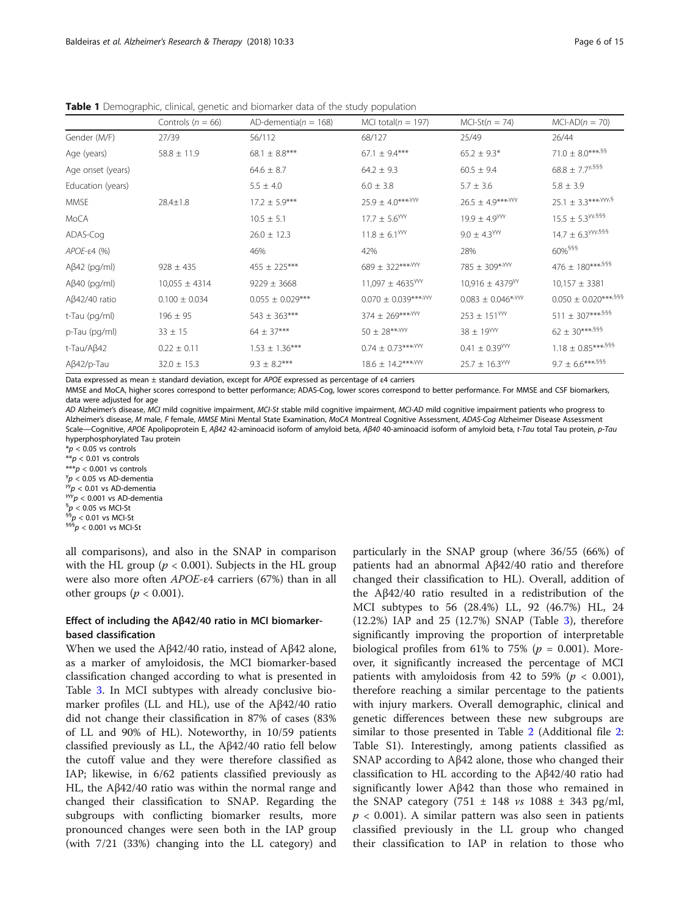**Table 1** Demographic, clinical, genetic and biomarker data of the study population

| | Controls ($n = 66$) | AD-dementia($n = 168$) | MCI total($n = 197$) | MCI-St($n = 74$) | MCI-AD($n = 70$) |
|---|---|---|---|---|---|
| Gender (M/F) | 27/39 | 56/112 | 68/127 | 25/49 | 26/44 |
| Age (years) | 58.8 ± 11.9 | 68.1 ± 8.8*** | 67.1 ± 9.4*** | 65.2 ± 9.3* | 71.0 ± 8.0***,§§ |
| Age onset (years) | | 64.6 ± 8.7 | 64.2 ± 9.3 | 60.5 ± 9.4 | 68.8 ± 7.7¥,§§§ |
| Education (years) | | 5.5 ± 4.0 | 6.0 ± 3.8 | 5.7 ± 3.6 | 5.8 ± 3.9 |
| MMSE | 28.4±1.8 | 17.2 ± 5.9*** | 25.9 ± 4.0***,¥¥¥ | 26.5 ± 4.9***,¥¥¥ | 25.1 ± 3.3***,¥¥¥,§ |
| MoCA | | 10.5 ± 5.1 | 17.7 ± 5.6¥¥¥ | 19.9 ± 4.9¥¥¥ | 15.5 ± 5.3¥¥,§§§ |
| ADAS-Cog | | 26.0 ± 12.3 | 11.8 ± 6.1¥¥¥ | 9.0 ± 4.3¥¥¥ | 14.7 ± 6.3¥¥¥,§§§ |
| *APOE*-ε4 (%) | | 46% | 42% | 28% | 60%§§§ |
| Aβ42 (pg/ml) | 928 ± 435 | 455 ± 225*** | 689 ± 322***,¥¥¥ | 785 ± 309*,¥¥¥ | 476 ± 180***,§§§ |
| Aβ40 (pg/ml) | 10,055 ± 4314 | 9229 ± 3668 | 11,097 ± 4635¥¥¥ | 10,916 ± 4379¥¥ | 10,157 ± 3381 |
| Aβ42/40 ratio | 0.100 ± 0.034 | 0.055 ± 0.029*** | 0.070 ± 0.039***,¥¥¥ | 0.083 ± 0.046*,¥¥¥ | 0.050 ± 0.020***,§§§ |
| t-Tau (pg/ml) | 196 ± 95 | 543 ± 363*** | 374 ± 269***,¥¥¥ | 253 ± 151¥¥¥ | 511 ± 307***,§§§ |
| p-Tau (pg/ml) | 33 ± 15 | 64 ± 37*** | 50 ± 28**,¥¥¥ | 38 ± 19¥¥¥ | 62 ± 30***,§§§ |
| t-Tau/Aβ42 | 0.22 ± 0.11 | 1.53 ± 1.36*** | 0.74 ± 0.73***,¥¥¥ | 0.41 ± 0.39¥¥¥ | 1.18 ± 0.85***,§§§ |
| Aβ42/p-Tau | 32.0 ± 15.3 | 9.3 ± 8.2*** | 18.6 ± 14.2***,¥¥¥ | 25.7 ± 16.3¥¥¥ | 9.7 ± 6.6***,§§§ |

Data expressed as mean ± standard deviation, except for *APOE* expressed as percentage of ε4 carriers

MMSE and MoCA, higher scores correspond to better performance; ADAS-Cog, lower scores correspond to better performance. For MMSE and CSF biomarkers, data were adjusted for age

*AD* Alzheimer's disease, *MCI* mild cognitive impairment, *MCI-St* stable mild cognitive impairment, *MCI-AD* mild cognitive impairment patients who progress to Alzheimer's disease, *M* male, *F* female, *MMSE* Mini Mental State Examination, *MoCA* Montreal Cognitive Assessment, *ADAS-Cog* Alzheimer Disease Assessment Scale—Cognitive, *APOE* Apolipoprotein E, *Aβ42* 42-aminoacid isoform of amyloid beta, *Aβ40* 40-aminoacid isoform of amyloid beta, *t-Tau* total Tau protein, *p-Tau* hyperphosphorylated Tau protein

*$p < 0.05$ vs controls
**$p < 0.01$ vs controls
***$p < 0.001$ vs controls
¥$p < 0.05$ vs AD-dementia
¥¥$p < 0.01$ vs AD-dementia
¥¥¥$p < 0.001$ vs AD-dementia
§$p < 0.05$ vs MCI-St
§§$p < 0.01$ vs MCI-St
§§§$p < 0.001$ vs MCI-St

all comparisons), and also in the SNAP in comparison with the HL group ($p < 0.001$). Subjects in the HL group were also more often *APOE*-ε4 carriers (67%) than in all other groups ($p < 0.001$).

### Effect of including the Aβ42/40 ratio in MCI biomarker-based classification

When we used the Aβ42/40 ratio, instead of Aβ42 alone, as a marker of amyloidosis, the MCI biomarker-based classification changed according to what is presented in Table 3. In MCI subtypes with already conclusive biomarker profiles (LL and HL), use of the Aβ42/40 ratio did not change their classification in 87% of cases (83% of LL and 90% of HL). Noteworthy, in 10/59 patients classified previously as LL, the Aβ42/40 ratio fell below the cutoff value and they were therefore classified as IAP; likewise, in 6/62 patients classified previously as HL, the Aβ42/40 ratio was within the normal range and changed their classification to SNAP. Regarding the subgroups with conflicting biomarker results, more pronounced changes were seen both in the IAP group (with 7/21 (33%) changing into the LL category) and particularly in the SNAP group (where 36/55 (66%) of patients had an abnormal Aβ42/40 ratio and therefore changed their classification to HL). Overall, addition of the Aβ42/40 ratio resulted in a redistribution of the MCI subtypes to 56 (28.4%) LL, 92 (46.7%) HL, 24 (12.2%) IAP and 25 (12.7%) SNAP (Table 3), therefore significantly improving the proportion of interpretable biological profiles from 61% to 75% ($p = 0.001$). Moreover, it significantly increased the percentage of MCI patients with amyloidosis from 42 to 59% ($p < 0.001$), therefore reaching a similar percentage to the patients with injury markers. Overall demographic, clinical and genetic differences between these new subgroups are similar to those presented in Table 2 (Additional file 2: Table S1). Interestingly, among patients classified as SNAP according to Aβ42 alone, those who changed their classification to HL according to the Aβ42/40 ratio had significantly lower Aβ42 than those who remained in the SNAP category (751 ± 148 *vs* 1088 ± 343 pg/ml, $p < 0.001$). A similar pattern was also seen in patients classified previously in the LL group who changed their classification to IAP in relation to those who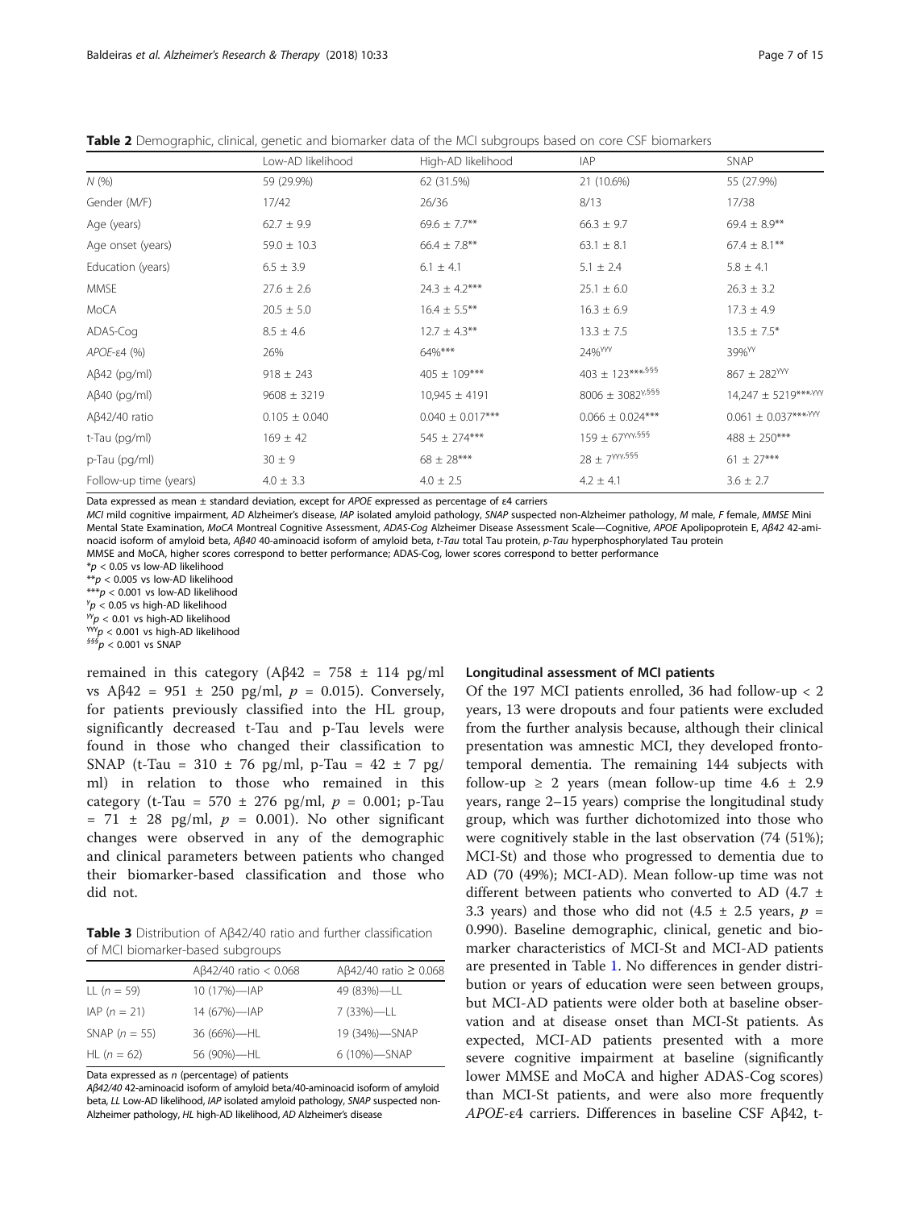**Table 2** Demographic, clinical, genetic and biomarker data of the MCI subgroups based on core CSF biomarkers

| | Low-AD likelihood | High-AD likelihood | IAP | SNAP |
|---|---|---|---|---|
| N (%) | 59 (29.9%) | 62 (31.5%) | 21 (10.6%) | 55 (27.9%) |
| Gender (M/F) | 17/42 | 26/36 | 8/13 | 17/38 |
| Age (years) | 62.7 ± 9.9 | 69.6 ± 7.7** | 66.3 ± 9.7 | 69.4 ± 8.9** |
| Age onset (years) | 59.0 ± 10.3 | 66.4 ± 7.8** | 63.1 ± 8.1 | 67.4 ± 8.1** |
| Education (years) | 6.5 ± 3.9 | 6.1 ± 4.1 | 5.1 ± 2.4 | 5.8 ± 4.1 |
| MMSE | 27.6 ± 2.6 | 24.3 ± 4.2*** | 25.1 ± 6.0 | 26.3 ± 3.2 |
| MoCA | 20.5 ± 5.0 | 16.4 ± 5.5** | 16.3 ± 6.9 | 17.3 ± 4.9 |
| ADAS-Cog | 8.5 ± 4.6 | 12.7 ± 4.3** | 13.3 ± 7.5 | 13.5 ± 7.5* |
| *APOE*-ε4 (%) | 26% | 64%*** | 24%[γγγ] | 39%[γγ] |
| Aβ42 (pg/ml) | 918 ± 243 | 405 ± 109*** | 403 ± 123***[,§§§] | 867 ± 282[γγγ] |
| Aβ40 (pg/ml) | 9608 ± 3219 | 10,945 ± 4191 | 8006 ± 3082[γ,§§§] | 14,247 ± 5219***[,γγγ] |
| Aβ42/40 ratio | 0.105 ± 0.040 | 0.040 ± 0.017*** | 0.066 ± 0.024*** | 0.061 ± 0.037***[,γγ] |
| t-Tau (pg/ml) | 169 ± 42 | 545 ± 274*** | 159 ± 67[γγγ,§§§] | 488 ± 250*** |
| p-Tau (pg/ml) | 30 ± 9 | 68 ± 28*** | 28 ± 7[γγγ,§§§] | 61 ± 27*** |
| Follow-up time (years) | 4.0 ± 3.3 | 4.0 ± 2.5 | 4.2 ± 4.1 | 3.6 ± 2.7 |

Data expressed as mean ± standard deviation, except for *APOE* expressed as percentage of ε4 carriers

*MCI* mild cognitive impairment, *AD* Alzheimer's disease, *IAP* isolated amyloid pathology, *SNAP* suspected non-Alzheimer pathology, *M* male, *F* female, *MMSE* Mini Mental State Examination, *MoCA* Montreal Cognitive Assessment, *ADAS-Cog* Alzheimer Disease Assessment Scale—Cognitive, *APOE* Apolipoprotein E, *Aβ42* 42-aminoacid isoform of amyloid beta, *Aβ40* 40-aminoacid isoform of amyloid beta, *t-Tau* total Tau protein, *p-Tau* hyperphosphorylated Tau protein

MMSE and MoCA, higher scores correspond to better performance; ADAS-Cog, lower scores correspond to better performance

*$p < 0.05$ vs low-AD likelihood

**$p < 0.005$ vs low-AD likelihood

***$p < 0.001$ vs low-AD likelihood

[γ]$p < 0.05$ vs high-AD likelihood

[γγ]$p < 0.01$ vs high-AD likelihood

[γγγ]$p < 0.001$ vs high-AD likelihood

[§§§]$p < 0.001$ vs SNAP

remained in this category (Aβ42 = 758 ± 114 pg/ml vs Aβ42 = 951 ± 250 pg/ml, $p$ = 0.015). Conversely, for patients previously classified into the HL group, significantly decreased t-Tau and p-Tau levels were found in those who changed their classification to SNAP (t-Tau = 310 ± 76 pg/ml, p-Tau = 42 ± 7 pg/ml) in relation to those who remained in this category (t-Tau = 570 ± 276 pg/ml, $p$ = 0.001; p-Tau = 71 ± 28 pg/ml, $p$ = 0.001). No other significant changes were observed in any of the demographic and clinical parameters between patients who changed their biomarker-based classification and those who did not.

**Table 3** Distribution of Aβ42/40 ratio and further classification of MCI biomarker-based subgroups

| | Aβ42/40 ratio < 0.068 | Aβ42/40 ratio ≥ 0.068 |
|---|---|---|
| LL ($n$ = 59) | 10 (17%)—IAP | 49 (83%)—LL |
| IAP ($n$ = 21) | 14 (67%)—IAP | 7 (33%)—LL |
| SNAP ($n$ = 55) | 36 (66%)—HL | 19 (34%)—SNAP |
| HL ($n$ = 62) | 56 (90%)—HL | 6 (10%)—SNAP |

Data expressed as $n$ (percentage) of patients

*Aβ42/40* 42-aminoacid isoform of amyloid beta/40-aminoacid isoform of amyloid beta, *LL* Low-AD likelihood, *IAP* isolated amyloid pathology, *SNAP* suspected non-Alzheimer pathology, *HL* high-AD likelihood, *AD* Alzheimer's disease

### Longitudinal assessment of MCI patients

Of the 197 MCI patients enrolled, 36 had follow-up < 2 years, 13 were dropouts and four patients were excluded from the further analysis because, although their clinical presentation was amnestic MCI, they developed frontotemporal dementia. The remaining 144 subjects with follow-up ≥ 2 years (mean follow-up time 4.6 ± 2.9 years, range 2–15 years) comprise the longitudinal study group, which was further dichotomized into those who were cognitively stable in the last observation (74 (51%); MCI-St) and those who progressed to dementia due to AD (70 (49%); MCI-AD). Mean follow-up time was not different between patients who converted to AD (4.7 ± 3.3 years) and those who did not (4.5 ± 2.5 years, $p$ = 0.990). Baseline demographic, clinical, genetic and biomarker characteristics of MCI-St and MCI-AD patients are presented in Table 1. No differences in gender distribution or years of education were seen between groups, but MCI-AD patients were older both at baseline observation and at disease onset than MCI-St patients. As expected, MCI-AD patients presented with a more severe cognitive impairment at baseline (significantly lower MMSE and MoCA and higher ADAS-Cog scores) than MCI-St patients, and were also more frequently *APOE*-ε4 carriers. Differences in baseline CSF Aβ42, t-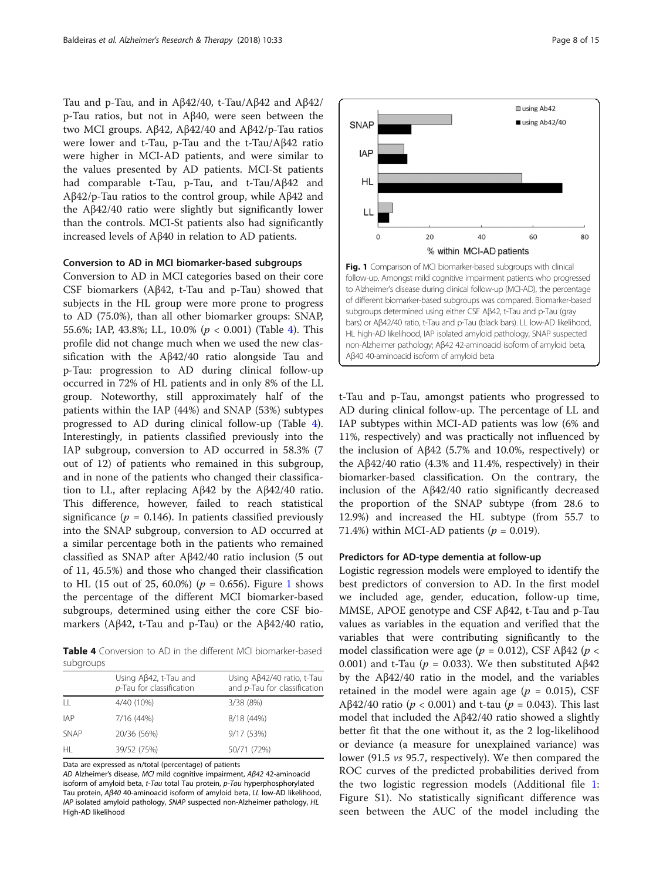Tau and p-Tau, and in Aβ42/40, t-Tau/Aβ42 and Aβ42/p-Tau ratios, but not in Aβ40, were seen between the two MCI groups. Aβ42, Aβ42/40 and Aβ42/p-Tau ratios were lower and t-Tau, p-Tau and the t-Tau/Aβ42 ratio were higher in MCI-AD patients, and were similar to the values presented by AD patients. MCI-St patients had comparable t-Tau, p-Tau, and t-Tau/Aβ42 and Aβ42/p-Tau ratios to the control group, while Aβ42 and the Aβ42/40 ratio were slightly but significantly lower than the controls. MCI-St patients also had significantly increased levels of Aβ40 in relation to AD patients.

### Conversion to AD in MCI biomarker-based subgroups

Conversion to AD in MCI categories based on their core CSF biomarkers (Aβ42, t-Tau and p-Tau) showed that subjects in the HL group were more prone to progress to AD (75.0%), than all other biomarker groups: SNAP, 55.6%; IAP, 43.8%; LL, 10.0% ($p < 0.001$) (Table 4). This profile did not change much when we used the new classification with the Aβ42/40 ratio alongside Tau and p-Tau: progression to AD during clinical follow-up occurred in 72% of HL patients and in only 8% of the LL group. Noteworthy, still approximately half of the patients within the IAP (44%) and SNAP (53%) subtypes progressed to AD during clinical follow-up (Table 4). Interestingly, in patients classified previously into the IAP subgroup, conversion to AD occurred in 58.3% (7 out of 12) of patients who remained in this subgroup, and in none of the patients who changed their classification to LL, after replacing Aβ42 by the Aβ42/40 ratio. This difference, however, failed to reach statistical significance ($p = 0.146$). In patients classified previously into the SNAP subgroup, conversion to AD occurred at a similar percentage both in the patients who remained classified as SNAP after Aβ42/40 ratio inclusion (5 out of 11, 45.5%) and those who changed their classification to HL (15 out of 25, 60.0%) ($p = 0.656$). Figure 1 shows the percentage of the different MCI biomarker-based subgroups, determined using either the core CSF biomarkers (Aβ42, t-Tau and p-Tau) or the Aβ42/40 ratio, t-Tau and p-Tau, amongst patients who progressed to AD during clinical follow-up. The percentage of LL and IAP subtypes within MCI-AD patients was low (6% and 11%, respectively) and was practically not influenced by the inclusion of Aβ42 (5.7% and 10.0%, respectively) or the Aβ42/40 ratio (4.3% and 11.4%, respectively) in their biomarker-based classification. On the contrary, the inclusion of the Aβ42/40 ratio significantly decreased the proportion of the SNAP subtype (from 28.6 to 12.9%) and increased the HL subtype (from 55.7 to 71.4%) within MCI-AD patients ($p = 0.019$).

**Table 4** Conversion to AD in the different MCI biomarker-based subgroups

| | Using Aβ42, t-Tau and *p*-Tau for classification | Using Aβ42/40 ratio, t-Tau and *p*-Tau for classification |
|---|---|---|
| LL | 4/40 (10%) | 3/38 (8%) |
| IAP | 7/16 (44%) | 8/18 (44%) |
| SNAP | 20/36 (56%) | 9/17 (53%) |
| HL | 39/52 (75%) | 50/71 (72%) |

Data are expressed as n/total (percentage) of patients
*AD* Alzheimer's disease, *MCI* mild cognitive impairment, *Aβ42* 42-aminoacid isoform of amyloid beta, *t-Tau* total Tau protein, *p-Tau* hyperphosphorylated Tau protein, *Aβ40* 40-aminoacid isoform of amyloid beta, *LL* low-AD likelihood, *IAP* isolated amyloid pathology, *SNAP* suspected non-Alzheimer pathology, *HL* High-AD likelihood

**Fig. 1** Comparison of MCI biomarker-based subgroups with clinical follow-up. Amongst mild cognitive impairment patients who progressed to Alzheimer's disease during clinical follow-up (MCI-AD), the percentage of different biomarker-based subgroups was compared. Biomarker-based subgroups determined using either CSF Aβ42, t-Tau and p-Tau (gray bars) or Aβ42/40 ratio, t-Tau and p-Tau (black bars). LL low-AD likelihood, HL high-AD likelihood, IAP isolated amyloid pathology, SNAP suspected non-Alzheimer pathology; Aβ42 42-aminoacid isoform of amyloid beta, Aβ40 40-aminoacid isoform of amyloid beta

### Predictors for AD-type dementia at follow-up

Logistic regression models were employed to identify the best predictors of conversion to AD. In the first model we included age, gender, education, follow-up time, MMSE, APOE genotype and CSF Aβ42, t-Tau and p-Tau values as variables in the equation and verified that the variables that were contributing significantly to the model classification were age ($p = 0.012$), CSF Aβ42 ($p < 0.001$) and t-Tau ($p = 0.033$). We then substituted Aβ42 by the Aβ42/40 ratio in the model, and the variables retained in the model were again age ($p = 0.015$), CSF Aβ42/40 ratio ($p < 0.001$) and t-tau ($p = 0.043$). This last model that included the Aβ42/40 ratio showed a slightly better fit that the one without it, as the 2 log-likelihood or deviance (a measure for unexplained variance) was lower (91.5 *vs* 95.7, respectively). We then compared the ROC curves of the predicted probabilities derived from the two logistic regression models (Additional file 1: Figure S1). No statistically significant difference was seen between the AUC of the model including the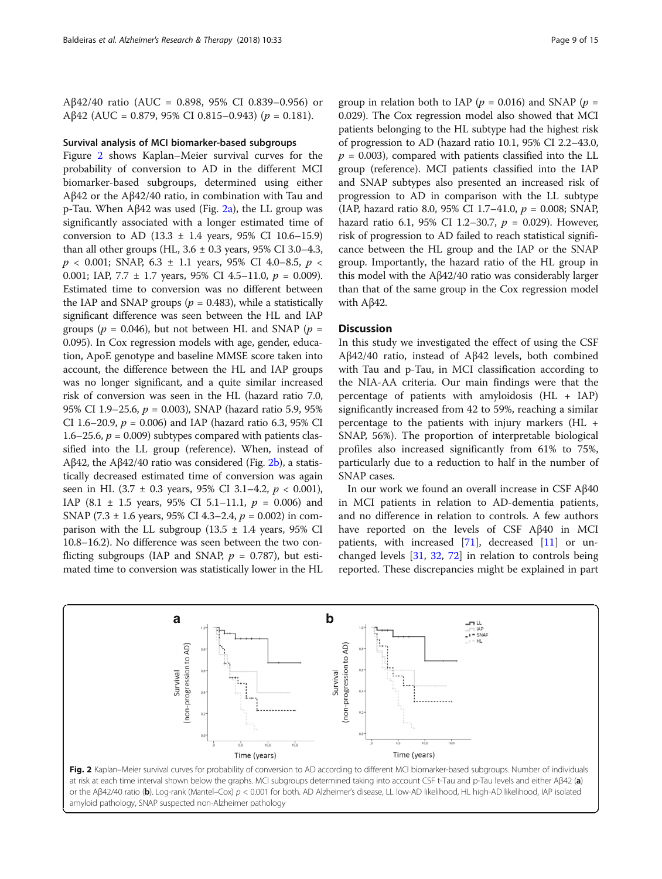Aβ42/40 ratio (AUC = 0.898, 95% CI 0.839–0.956) or Aβ42 (AUC = 0.879, 95% CI 0.815–0.943) ($p = 0.181$).

### Survival analysis of MCI biomarker-based subgroups

Figure 2 shows Kaplan–Meier survival curves for the probability of conversion to AD in the different MCI biomarker-based subgroups, determined using either Aβ42 or the Aβ42/40 ratio, in combination with Tau and p-Tau. When Aβ42 was used (Fig. 2a), the LL group was significantly associated with a longer estimated time of conversion to AD (13.3 ± 1.4 years, 95% CI 10.6–15.9) than all other groups (HL, 3.6 ± 0.3 years, 95% CI 3.0–4.3, $p < 0.001$; SNAP, 6.3 ± 1.1 years, 95% CI 4.0–8.5, $p < 0.001$; IAP, 7.7 ± 1.7 years, 95% CI 4.5–11.0, $p = 0.009$). Estimated time to conversion was no different between the IAP and SNAP groups ($p = 0.483$), while a statistically significant difference was seen between the HL and IAP groups ($p = 0.046$), but not between HL and SNAP ($p = 0.095$). In Cox regression models with age, gender, education, ApoE genotype and baseline MMSE score taken into account, the difference between the HL and IAP groups was no longer significant, and a quite similar increased risk of conversion was seen in the HL (hazard ratio 7.0, 95% CI 1.9–25.6, $p = 0.003$), SNAP (hazard ratio 5.9, 95% CI 1.6–20.9, $p = 0.006$) and IAP (hazard ratio 6.3, 95% CI 1.6–25.6, $p = 0.009$) subtypes compared with patients classified into the LL group (reference). When, instead of Aβ42, the Aβ42/40 ratio was considered (Fig. 2b), a statistically decreased estimated time of conversion was again seen in HL (3.7 ± 0.3 years, 95% CI 3.1–4.2, $p < 0.001$), IAP (8.1 ± 1.5 years, 95% CI 5.1–11.1, $p = 0.006$) and SNAP (7.3 ± 1.6 years, 95% CI 4.3–2.4, $p = 0.002$) in comparison with the LL subgroup (13.5 ± 1.4 years, 95% CI 10.8–16.2). No difference was seen between the two conflicting subgroups (IAP and SNAP, $p = 0.787$), but estimated time to conversion was statistically lower in the HL group in relation both to IAP ($p = 0.016$) and SNAP ($p = 0.029$). The Cox regression model also showed that MCI patients belonging to the HL subtype had the highest risk of progression to AD (hazard ratio 10.1, 95% CI 2.2–43.0, $p = 0.003$), compared with patients classified into the LL group (reference). MCI patients classified into the IAP and SNAP subtypes also presented an increased risk of progression to AD in comparison with the LL subtype (IAP, hazard ratio 8.0, 95% CI 1.7–41.0, $p = 0.008$; SNAP, hazard ratio 6.1, 95% CI 1.2–30.7, $p = 0.029$). However, risk of progression to AD failed to reach statistical significance between the HL group and the IAP or the SNAP group. Importantly, the hazard ratio of the HL group in this model with the Aβ42/40 ratio was considerably larger than that of the same group in the Cox regression model with Aβ42.

## Discussion

In this study we investigated the effect of using the CSF Aβ42/40 ratio, instead of Aβ42 levels, both combined with Tau and p-Tau, in MCI classification according to the NIA-AA criteria. Our main findings were that the percentage of patients with amyloidosis (HL + IAP) significantly increased from 42 to 59%, reaching a similar percentage to the patients with injury markers (HL + SNAP, 56%). The proportion of interpretable biological profiles also increased significantly from 61% to 75%, particularly due to a reduction to half in the number of SNAP cases.

In our work we found an overall increase in CSF Aβ40 in MCI patients in relation to AD-dementia patients, and no difference in relation to controls. A few authors have reported on the levels of CSF Aβ40 in MCI patients, with increased [71], decreased [11] or unchanged levels [31, 32, 72] in relation to controls being reported. These discrepancies might be explained in part

**Fig. 2** Kaplan–Meier survival curves for probability of conversion to AD according to different MCI biomarker-based subgroups. Number of individuals at risk at each time interval shown below the graphs. MCI subgroups determined taking into account CSF t-Tau and p-Tau levels and either Aβ42 (**a**) or the Aβ42/40 ratio (**b**). Log-rank (Mantel–Cox) $p < 0.001$ for both. AD Alzheimer's disease, LL low-AD likelihood, HL high-AD likelihood, IAP isolated amyloid pathology, SNAP suspected non-Alzheimer pathology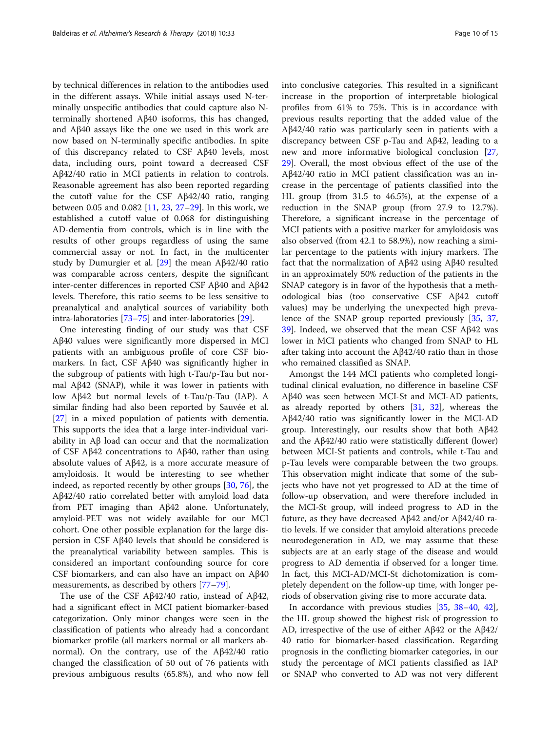by technical differences in relation to the antibodies used in the different assays. While initial assays used N-terminally unspecific antibodies that could capture also N-terminally shortened Aβ40 isoforms, this has changed, and Aβ40 assays like the one we used in this work are now based on N-terminally specific antibodies. In spite of this discrepancy related to CSF Aβ40 levels, most data, including ours, point toward a decreased CSF Aβ42/40 ratio in MCI patients in relation to controls. Reasonable agreement has also been reported regarding the cutoff value for the CSF Aβ42/40 ratio, ranging between 0.05 and 0.082 [11, 23, 27–29]. In this work, we established a cutoff value of 0.068 for distinguishing AD-dementia from controls, which is in line with the results of other groups regardless of using the same commercial assay or not. In fact, in the multicenter study by Dumurgier et al. [29] the mean Aβ42/40 ratio was comparable across centers, despite the significant inter-center differences in reported CSF Aβ40 and Aβ42 levels. Therefore, this ratio seems to be less sensitive to preanalytical and analytical sources of variability both intra-laboratories [73–75] and inter-laboratories [29].

One interesting finding of our study was that CSF Aβ40 values were significantly more dispersed in MCI patients with an ambiguous profile of core CSF biomarkers. In fact, CSF Aβ40 was significantly higher in the subgroup of patients with high t-Tau/p-Tau but normal Aβ42 (SNAP), while it was lower in patients with low Aβ42 but normal levels of t-Tau/p-Tau (IAP). A similar finding had also been reported by Sauvée et al. [27] in a mixed population of patients with dementia. This supports the idea that a large inter-individual variability in Aβ load can occur and that the normalization of CSF Aβ42 concentrations to Aβ40, rather than using absolute values of Aβ42, is a more accurate measure of amyloidosis. It would be interesting to see whether indeed, as reported recently by other groups [30, 76], the Aβ42/40 ratio correlated better with amyloid load data from PET imaging than Aβ42 alone. Unfortunately, amyloid-PET was not widely available for our MCI cohort. One other possible explanation for the large dispersion in CSF Aβ40 levels that should be considered is the preanalytical variability between samples. This is considered an important confounding source for core CSF biomarkers, and can also have an impact on Aβ40 measurements, as described by others [77–79].

The use of the CSF Aβ42/40 ratio, instead of Aβ42, had a significant effect in MCI patient biomarker-based categorization. Only minor changes were seen in the classification of patients who already had a concordant biomarker profile (all markers normal or all markers abnormal). On the contrary, use of the Aβ42/40 ratio changed the classification of 50 out of 76 patients with previous ambiguous results (65.8%), and who now fell into conclusive categories. This resulted in a significant increase in the proportion of interpretable biological profiles from 61% to 75%. This is in accordance with previous results reporting that the added value of the Aβ42/40 ratio was particularly seen in patients with a discrepancy between CSF p-Tau and Aβ42, leading to a new and more informative biological conclusion [27, 29]. Overall, the most obvious effect of the use of the Aβ42/40 ratio in MCI patient classification was an increase in the percentage of patients classified into the HL group (from 31.5 to 46.5%), at the expense of a reduction in the SNAP group (from 27.9 to 12.7%). Therefore, a significant increase in the percentage of MCI patients with a positive marker for amyloidosis was also observed (from 42.1 to 58.9%), now reaching a similar percentage to the patients with injury markers. The fact that the normalization of Aβ42 using Aβ40 resulted in an approximately 50% reduction of the patients in the SNAP category is in favor of the hypothesis that a methodological bias (too conservative CSF Aβ42 cutoff values) may be underlying the unexpected high prevalence of the SNAP group reported previously [35, 37, 39]. Indeed, we observed that the mean CSF Aβ42 was lower in MCI patients who changed from SNAP to HL after taking into account the Aβ42/40 ratio than in those who remained classified as SNAP.

Amongst the 144 MCI patients who completed longitudinal clinical evaluation, no difference in baseline CSF Aβ40 was seen between MCI-St and MCI-AD patients, as already reported by others [31, 32], whereas the Aβ42/40 ratio was significantly lower in the MCI-AD group. Interestingly, our results show that both Aβ42 and the Aβ42/40 ratio were statistically different (lower) between MCI-St patients and controls, while t-Tau and p-Tau levels were comparable between the two groups. This observation might indicate that some of the subjects who have not yet progressed to AD at the time of follow-up observation, and were therefore included in the MCI-St group, will indeed progress to AD in the future, as they have decreased Aβ42 and/or Aβ42/40 ratio levels. If we consider that amyloid alterations precede neurodegeneration in AD, we may assume that these subjects are at an early stage of the disease and would progress to AD dementia if observed for a longer time. In fact, this MCI-AD/MCI-St dichotomization is completely dependent on the follow-up time, with longer periods of observation giving rise to more accurate data.

In accordance with previous studies [35, 38–40, 42], the HL group showed the highest risk of progression to AD, irrespective of the use of either Aβ42 or the Aβ42/40 ratio for biomarker-based classification. Regarding prognosis in the conflicting biomarker categories, in our study the percentage of MCI patients classified as IAP or SNAP who converted to AD was not very different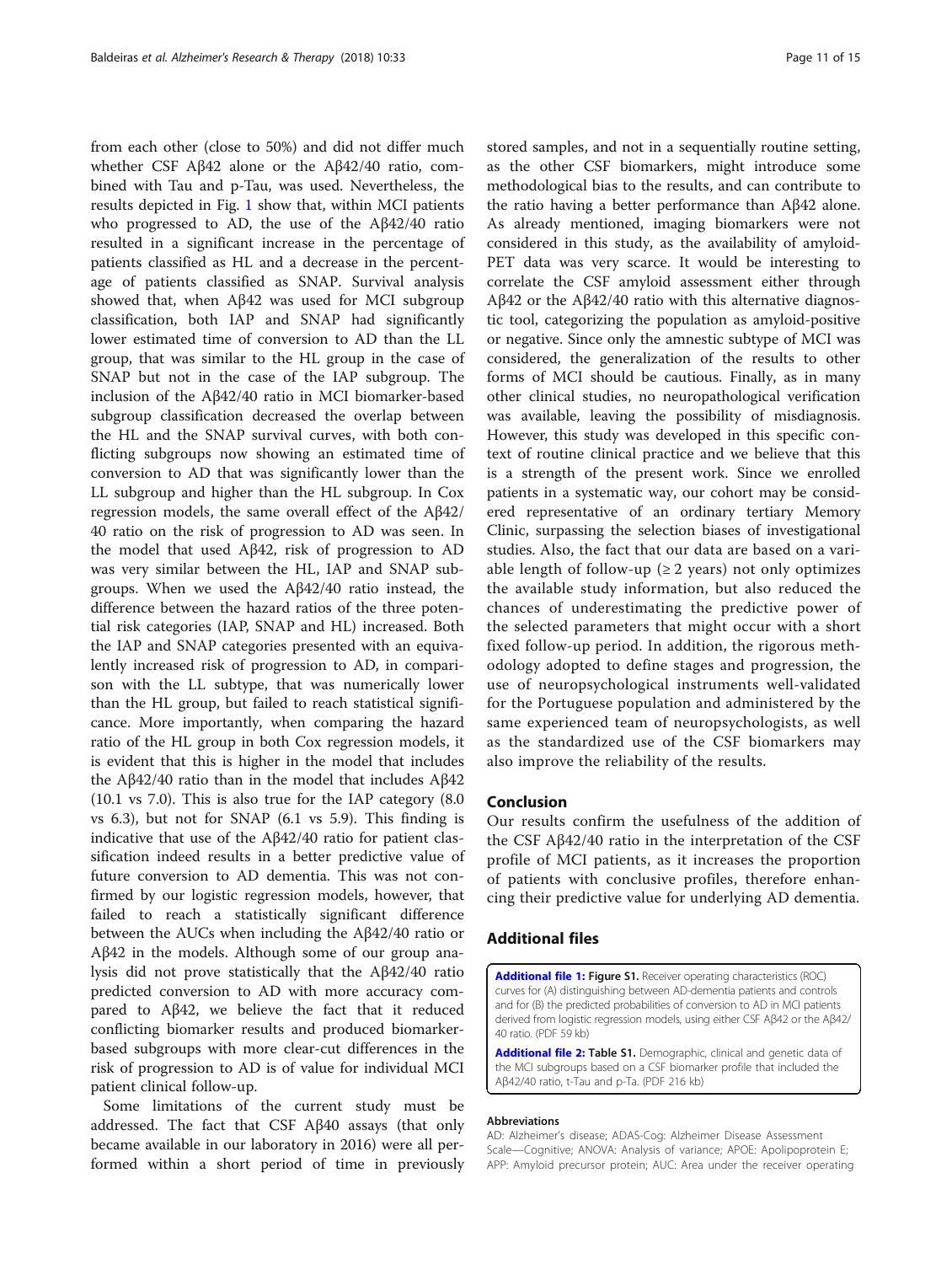from each other (close to 50%) and did not differ much whether CSF Aβ42 alone or the Aβ42/40 ratio, combined with Tau and p-Tau, was used. Nevertheless, the results depicted in Fig. 1 show that, within MCI patients who progressed to AD, the use of the Aβ42/40 ratio resulted in a significant increase in the percentage of patients classified as HL and a decrease in the percentage of patients classified as SNAP. Survival analysis showed that, when Aβ42 was used for MCI subgroup classification, both IAP and SNAP had significantly lower estimated time of conversion to AD than the LL group, that was similar to the HL group in the case of SNAP but not in the case of the IAP subgroup. The inclusion of the Aβ42/40 ratio in MCI biomarker-based subgroup classification decreased the overlap between the HL and the SNAP survival curves, with both conflicting subgroups now showing an estimated time of conversion to AD that was significantly lower than the LL subgroup and higher than the HL subgroup. In Cox regression models, the same overall effect of the Aβ42/40 ratio on the risk of progression to AD was seen. In the model that used Aβ42, risk of progression to AD was very similar between the HL, IAP and SNAP subgroups. When we used the Aβ42/40 ratio instead, the difference between the hazard ratios of the three potential risk categories (IAP, SNAP and HL) increased. Both the IAP and SNAP categories presented with an equivalently increased risk of progression to AD, in comparison with the LL subtype, that was numerically lower than the HL group, but failed to reach statistical significance. More importantly, when comparing the hazard ratio of the HL group in both Cox regression models, it is evident that this is higher in the model that includes the Aβ42/40 ratio than in the model that includes Aβ42 (10.1 vs 7.0). This is also true for the IAP category (8.0 vs 6.3), but not for SNAP (6.1 vs 5.9). This finding is indicative that use of the Aβ42/40 ratio for patient classification indeed results in a better predictive value of future conversion to AD dementia. This was not confirmed by our logistic regression models, however, that failed to reach a statistically significant difference between the AUCs when including the Aβ42/40 ratio or Aβ42 in the models. Although some of our group analysis did not prove statistically that the Aβ42/40 ratio predicted conversion to AD with more accuracy compared to Aβ42, we believe the fact that it reduced conflicting biomarker results and produced biomarker-based subgroups with more clear-cut differences in the risk of progression to AD is of value for individual MCI patient clinical follow-up.

Some limitations of the current study must be addressed. The fact that CSF Aβ40 assays (that only became available in our laboratory in 2016) were all performed within a short period of time in previously stored samples, and not in a sequentially routine setting, as the other CSF biomarkers, might introduce some methodological bias to the results, and can contribute to the ratio having a better performance than Aβ42 alone. As already mentioned, imaging biomarkers were not considered in this study, as the availability of amyloid-PET data was very scarce. It would be interesting to correlate the CSF amyloid assessment either through Aβ42 or the Aβ42/40 ratio with this alternative diagnostic tool, categorizing the population as amyloid-positive or negative. Since only the amnestic subtype of MCI was considered, the generalization of the results to other forms of MCI should be cautious. Finally, as in many other clinical studies, no neuropathological verification was available, leaving the possibility of misdiagnosis. However, this study was developed in this specific context of routine clinical practice and we believe that this is a strength of the present work. Since we enrolled patients in a systematic way, our cohort may be considered representative of an ordinary tertiary Memory Clinic, surpassing the selection biases of investigational studies. Also, the fact that our data are based on a variable length of follow-up (≥ 2 years) not only optimizes the available study information, but also reduced the chances of underestimating the predictive power of the selected parameters that might occur with a short fixed follow-up period. In addition, the rigorous methodology adopted to define stages and progression, the use of neuropsychological instruments well-validated for the Portuguese population and administered by the same experienced team of neuropsychologists, as well as the standardized use of the CSF biomarkers may also improve the reliability of the results.

## Conclusion

Our results confirm the usefulness of the addition of the CSF Aβ42/40 ratio in the interpretation of the CSF profile of MCI patients, as it increases the proportion of patients with conclusive profiles, therefore enhancing their predictive value for underlying AD dementia.

## Additional files

**Additional file 1: Figure S1.** Receiver operating characteristics (ROC) curves for (A) distinguishing between AD-dementia patients and controls and for (B) the predicted probabilities of conversion to AD in MCI patients derived from logistic regression models, using either CSF Aβ42 or the Aβ42/40 ratio. (PDF 59 kb)

**Additional file 2: Table S1.** Demographic, clinical and genetic data of the MCI subgroups based on a CSF biomarker profile that included the Aβ42/40 ratio, t-Tau and p-Ta. (PDF 216 kb)

#### Abbreviations

AD: Alzheimer's disease; ADAS-Cog: Alzheimer Disease Assessment Scale—Cognitive; ANOVA: Analysis of variance; APOE: Apolipoprotein E; APP: Amyloid precursor protein; AUC: Area under the receiver operating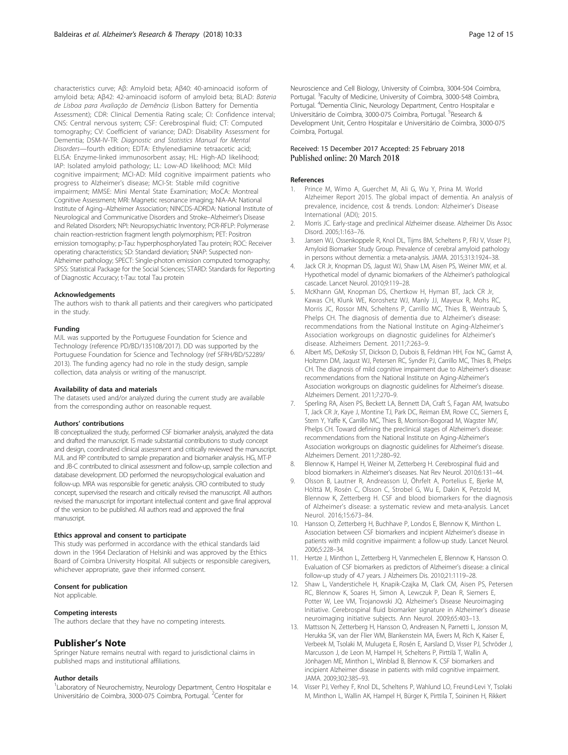characteristics curve; Aβ: Amyloid beta; Aβ40: 40-aminoacid isoform of amyloid beta; Aβ42: 42-aminoacid isoform of amyloid beta; BLAD: *Bateria de Lisboa para Avaliação de Demência* (Lisbon Battery for Dementia Assessment); CDR: Clinical Dementia Rating scale; CI: Confidence interval; CNS: Central nervous system; CSF: Cerebrospinal fluid; CT: Computed tomography; CV: Coefficient of variance; DAD: Disability Assessment for Dementia; DSM-IV-TR: *Diagnostic and Statistics Manual for Mental Disorders*—fourth edition; EDTA: Ethylenediamine tetraacetic acid; ELISA: Enzyme-linked immunosorbent assay; HL: High-AD likelihood; IAP: Isolated amyloid pathology; LL: Low-AD likelihood; MCI: Mild cognitive impairment; MCI-AD: Mild cognitive impairment patients who progress to Alzheimer's disease; MCI-St: Stable mild cognitive impairment; MMSE: Mini Mental State Examination; MoCA: Montreal Cognitive Assessment; MRI: Magnetic resonance imaging; NIA-AA: National Institute of Aging–Alzheimer Association; NINCDS-ADRDA: National Institute of Neurological and Communicative Disorders and Stroke–Alzheimer's Disease and Related Disorders; NPI: Neuropsychiatric Inventory; PCR-RFLP: Polymerase chain reaction-restriction fragment length polymorphism; PET: Positron emission tomography; p-Tau: hyperphosphorylated Tau protein; ROC: Receiver operating characteristics; SD: Standard deviation; SNAP: Suspected non-Alzheimer pathology; SPECT: Single-photon emission computed tomography; SPSS: Statistical Package for the Social Sciences; STARD: Standards for Reporting of Diagnostic Accuracy; t-Tau: total Tau protein

#### Acknowledgements

The authors wish to thank all patients and their caregivers who participated in the study.

#### Funding

MJL was supported by the Portuguese Foundation for Science and Technology (reference PD/BD/135108/2017). DD was supported by the Portuguese Foundation for Science and Technology (ref SFRH/BD/52289/2013). The funding agency had no role in the study design, sample collection, data analysis or writing of the manuscript.

#### Availability of data and materials

The datasets used and/or analyzed during the current study are available from the corresponding author on reasonable request.

#### Authors' contributions

IB conceptualized the study, performed CSF biomarker analysis, analyzed the data and drafted the manuscript. IS made substantial contributions to study concept and design, coordinated clinical assessment and critically reviewed the manuscript. MJL and RP contributed to sample preparation and biomarker analysis. HG, MT-P and JB-C contributed to clinical assessment and follow-up, sample collection and database development. DD performed the neuropsychological evaluation and follow-up. MRA was responsible for genetic analysis. CRO contributed to study concept, supervised the research and critically revised the manuscript. All authors revised the manuscript for important intellectual content and gave final approval of the version to be published. All authors read and approved the final manuscript.

#### Ethics approval and consent to participate

This study was performed in accordance with the ethical standards laid down in the 1964 Declaration of Helsinki and was approved by the Ethics Board of Coimbra University Hospital. All subjects or responsible caregivers, whichever appropriate, gave their informed consent.

#### Consent for publication

Not applicable.

#### Competing interests

The authors declare that they have no competing interests.

## Publisher's Note

Springer Nature remains neutral with regard to jurisdictional claims in published maps and institutional affiliations.

#### Author details

[1]Laboratory of Neurochemistry, Neurology Department, Centro Hospitalar e Universitário de Coimbra, 3000-075 Coimbra, Portugal. [2]Center for Neuroscience and Cell Biology, University of Coimbra, 3004-504 Coimbra, Portugal. [3]Faculty of Medicine, University of Coimbra, 3000-548 Coimbra, Portugal. [4]Dementia Clinic, Neurology Department, Centro Hospitalar e Universitário de Coimbra, 3000-075 Coimbra, Portugal. [5]Research & Development Unit, Centro Hospitalar e Universitário de Coimbra, 3000-075 Coimbra, Portugal.

Received: 15 December 2017 Accepted: 25 February 2018
Published online: 20 March 2018

#### References

1. Prince M, Wimo A, Guerchet M, Ali G, Wu Y, Prina M. World Alzheimer Report 2015. The global impact of dementia. An analysis of prevalence, incidence, cost & trends. London: Alzheimer's Disease International (ADI); 2015.
2. Morris JC. Early-stage and preclinical Alzheimer disease. Alzheimer Dis Assoc Disord. 2005;1:163–76.
3. Jansen WJ, Ossenkoppele R, Knol DL, Tijms BM, Scheltens P, FRJ V, Visser PJ, Amyloid Biomarker Study Group. Prevalence of cerebral amyloid pathology in persons without dementia: a meta-analysis. JAMA. 2015;313:1924–38.
4. Jack CR Jr, Knopman DS, Jagust WJ, Shaw LM, Aisen PS, Weiner MW, et al. Hypothetical model of dynamic biomarkers of the Alzheimer's pathological cascade. Lancet Neurol. 2010;9:119–28.
5. McKhann GM, Knopman DS, Chertkow H, Hyman BT, Jack CR Jr, Kawas CH, Klunk WE, Koroshetz WJ, Manly JJ, Mayeux R, Mohs RC, Morris JC, Rossor MN, Scheltens P, Carrillo MC, Thies B, Weintraub S, Phelps CH. The diagnosis of dementia due to Alzheimer's disease: recommendations from the National Institute on Aging-Alzheimer's Association workgroups on diagnostic guidelines for Alzheimer's disease. Alzheimers Dement. 2011;7:263–9.
6. Albert MS, DeKosky ST, Dickson D, Dubois B, Feldman HH, Fox NC, Gamst A, Holtzmn DM, Jaqust WJ, Petersen RC, Synder PJ, Carrillo MC, Thies B, Phelps CH. The diagnosis of mild cognitive impairment due to Alzheimer's disease: recommendations from the National Institute on Aging-Alzheimer's Association workgroups on diagnostic guidelines for Alzheimer's disease. Alzheimers Dement. 2011;7:270–9.
7. Sperling RA, Aisen PS, Beckett LA, Bennett DA, Craft S, Fagan AM, Iwatsubo T, Jack CR Jr, Kaye J, Montine TJ, Park DC, Reiman EM, Rowe CC, Siemers E, Stern Y, Yaffe K, Carrillo MC, Thies B, Morrison-Bogorad M, Wagster MV, Phelps CH. Toward defining the preclinical stages of Alzheimer's disease: recommendations from the National Institute on Aging-Alzheimer's Association workgroups on diagnostic guidelines for Alzheimer's disease. Alzheimers Dement. 2011;7:280–92.
8. Blennow K, Hampel H, Weiner M, Zetterberg H. Cerebrospinal fluid and blood biomarkers in Alzheimer's diseases. Nat Rev Neurol. 2010;6:131–44.
9. Olsson B, Lautner R, Andreasson U, Öhrfelt A, Portelius E, Bjerke M, Hölttä M, Rosén C, Olsson C, Strobel G, Wu E, Dakin K, Petzold M, Blennow K, Zetterberg H. CSF and blood biomarkers for the diagnosis of Alzheimer's disease: a systematic review and meta-analysis. Lancet Neurol. 2016;15:673–84.
10. Hansson O, Zetterberg H, Buchhave P, Londos E, Blennow K, Minthon L. Association between CSF biomarkers and incipient Alzheimer's disease in patients with mild cognitive impairment: a follow-up study. Lancet Neurol. 2006;5:228–34.
11. Hertze J, Minthon L, Zetterberg H, Vanmechelen E, Blennow K, Hansson O. Evaluation of CSF biomarkers as predictors of Alzheimer's disease: a clinical follow-up study of 4.7 years. J Alzheimers Dis. 2010;21:1119–28.
12. Shaw L, Vanderstichele H, Knapik-Czajka M, Clark CM, Aisen PS, Petersen RC, Blennow K, Soares H, Simon A, Lewczuk P, Dean R, Siemers E, Potter W, Lee VM, Trojanowski JQ. Alzheimer's Disease Neuroimaging Initiative. Cerebrospinal fluid biomarker signature in Alzheimer's disease neuroimaging initiative subjects. Ann Neurol. 2009;65:403–13.
13. Mattsson N, Zetterberg H, Hansson O, Andreasen N, Parnetti L, Jonsson M, Herukka SK, van der Flier WM, Blankenstein MA, Ewers M, Rich K, Kaiser E, Verbeek M, Tsolaki M, Mulugeta E, Rosén E, Aarsland D, Visser PJ, Schröder J, Marcusson J, de Leon M, Hampel H, Scheltens P, Pirttilä T, Wallin A, Jönhagen ME, Minthon L, Winblad B, Blennow K. CSF biomarkers and incipient Alzheimer disease in patients with mild cognitive impairment. JAMA. 2009;302:385–93.
14. Visser PJ, Verhey F, Knol DL, Scheltens P, Wahlund LO, Freund-Levi Y, Tsolaki M, Minthon L, Wallin AK, Hampel H, Bürger K, Pirttila T, Soininen H, Rikkert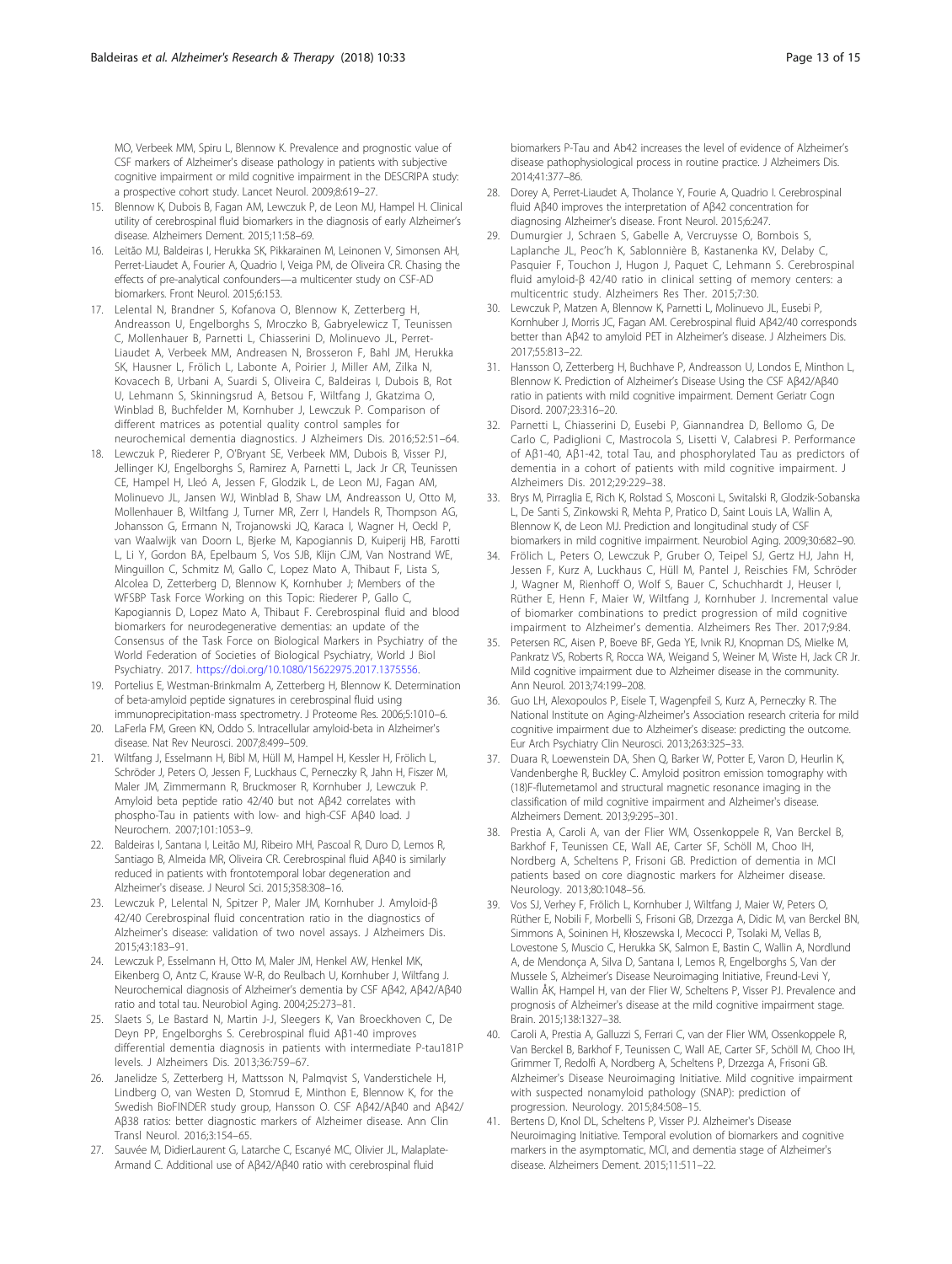MO, Verbeek MM, Spiru L, Blennow K. Prevalence and prognostic value of CSF markers of Alzheimer's disease pathology in patients with subjective cognitive impairment or mild cognitive impairment in the DESCRIPA study: a prospective cohort study. Lancet Neurol. 2009;8:619–27.

15. Blennow K, Dubois B, Fagan AM, Lewczuk P, de Leon MJ, Hampel H. Clinical utility of cerebrospinal fluid biomarkers in the diagnosis of early Alzheimer's disease. Alzheimers Dement. 2015;11:58–69.
16. Leitão MJ, Baldeiras I, Herukka SK, Pikkarainen M, Leinonen V, Simonsen AH, Perret-Liaudet A, Fourier A, Quadrio I, Veiga PM, de Oliveira CR. Chasing the effects of pre-analytical confounders—a multicenter study on CSF-AD biomarkers. Front Neurol. 2015;6:153.
17. Lelental N, Brandner S, Kofanova O, Blennow K, Zetterberg H, Andreasson U, Engelborghs S, Mroczko B, Gabryelewicz T, Teunissen C, Mollenhauer B, Parnetti L, Chiasserini D, Molinuevo JL, Perret-Liaudet A, Verbeek MM, Andreasen N, Brosseron F, Bahl JM, Herukka SK, Hausner L, Frölich L, Labonte A, Poirier J, Miller AM, Zilka N, Kovacech B, Urbani A, Suardi S, Oliveira C, Baldeiras I, Dubois B, Rot U, Lehmann S, Skinningsrud A, Betsou F, Wiltfang J, Gkatzima O, Winblad B, Buchfelder M, Kornhuber J, Lewczuk P. Comparison of different matrices as potential quality control samples for neurochemical dementia diagnostics. J Alzheimers Dis. 2016;52:51–64.
18. Lewczuk P, Riederer P, O'Bryant SE, Verbeek MM, Dubois B, Visser PJ, Jellinger KJ, Engelborghs S, Ramirez A, Parnetti L, Jack Jr CR, Teunissen CE, Hampel H, Lleó A, Jessen F, Glodzik L, de Leon MJ, Fagan AM, Molinuevo JL, Jansen WJ, Winblad B, Shaw LM, Andreasson U, Otto M, Mollenhauer B, Wiltfang J, Turner MR, Zerr I, Handels R, Thompson AG, Johansson G, Ermann N, Trojanowski JQ, Karaca I, Wagner H, Oeckl P, van Waalwijk van Doorn L, Bjerke M, Kapogiannis D, Kuiperij HB, Farotti L, Li Y, Gordon BA, Epelbaum S, Vos SJB, Klijn CJM, Van Nostrand WE, Minguillon C, Schmitz M, Gallo C, Lopez Mato A, Thibaut F, Lista S, Alcolea D, Zetterberg D, Blennow K, Kornhuber J; Members of the WFSBP Task Force Working on this Topic: Riederer P, Gallo C, Kapogiannis D, Lopez Mato A, Thibaut F. Cerebrospinal fluid and blood biomarkers for neurodegenerative dementias: an update of the Consensus of the Task Force on Biological Markers in Psychiatry of the World Federation of Societies of Biological Psychiatry, World J Biol Psychiatry. 2017. https://doi.org/10.1080/15622975.2017.1375556.
19. Portelius E, Westman-Brinkmalm A, Zetterberg H, Blennow K. Determination of beta-amyloid peptide signatures in cerebrospinal fluid using immunoprecipitation-mass spectrometry. J Proteome Res. 2006;5:1010–6.
20. LaFerla FM, Green KN, Oddo S. Intracellular amyloid-beta in Alzheimer's disease. Nat Rev Neurosci. 2007;8:499–509.
21. Wiltfang J, Esselmann H, Bibl M, Hüll M, Hampel H, Kessler H, Frölich L, Schröder J, Peters O, Jessen F, Luckhaus C, Perneczky R, Jahn H, Fiszer M, Maler JM, Zimmermann R, Bruckmoser R, Kornhuber J, Lewczuk P. Amyloid beta peptide ratio 42/40 but not Aβ42 correlates with phospho-Tau in patients with low- and high-CSF Aβ40 load. J Neurochem. 2007;101:1053–9.
22. Baldeiras I, Santana I, Leitão MJ, Ribeiro MH, Pascoal R, Duro D, Lemos R, Santiago B, Almeida MR, Oliveira CR. Cerebrospinal fluid Aβ40 is similarly reduced in patients with frontotemporal lobar degeneration and Alzheimer's disease. J Neurol Sci. 2015;358:308–16.
23. Lewczuk P, Lelental N, Spitzer P, Maler JM, Kornhuber J. Amyloid-β 42/40 Cerebrospinal fluid concentration ratio in the diagnostics of Alzheimer's disease: validation of two novel assays. J Alzheimers Dis. 2015;43:183–91.
24. Lewczuk P, Esselmann H, Otto M, Maler JM, Henkel AW, Henkel MK, Eikenberg O, Antz C, Krause W-R, do Reulbach U, Kornhuber J, Wiltfang J. Neurochemical diagnosis of Alzheimer's dementia by CSF Aβ42, Aβ42/Aβ40 ratio and total tau. Neurobiol Aging. 2004;25:273–81.
25. Slaets S, Le Bastard N, Martin J-J, Sleegers K, Van Broeckhoven C, De Deyn PP, Engelborghs S. Cerebrospinal fluid Aβ1-40 improves differential dementia diagnosis in patients with intermediate P-tau181P levels. J Alzheimers Dis. 2013;36:759–67.
26. Janelidze S, Zetterberg H, Mattsson N, Palmqvist S, Vanderstichele H, Lindberg O, van Westen D, Stomrud E, Minthon E, Blennow K, for the Swedish BioFINDER study group, Hansson O. CSF Aβ42/Aβ40 and Aβ42/Aβ38 ratios: better diagnostic markers of Alzheimer disease. Ann Clin Transl Neurol. 2016;3:154–65.
27. Sauvée M, DidierLaurent G, Latarche C, Escanyé MC, Olivier JL, Malaplate-Armand C. Additional use of Aβ42/Aβ40 ratio with cerebrospinal fluid biomarkers P-Tau and Ab42 increases the level of evidence of Alzheimer's disease pathophysiological process in routine practice. J Alzheimers Dis. 2014;41:377–86.
28. Dorey A, Perret-Liaudet A, Tholance Y, Fourie A, Quadrio I. Cerebrospinal fluid Aβ40 improves the interpretation of Aβ42 concentration for diagnosing Alzheimer's disease. Front Neurol. 2015;6:247.
29. Dumurgier J, Schraen S, Gabelle A, Vercruysse O, Bombois S, Laplanche JL, Peoc'h K, Sablonnière B, Kastanenka KV, Delaby C, Pasquier F, Touchon J, Hugon J, Paquet C, Lehmann S. Cerebrospinal fluid amyloid-β 42/40 ratio in clinical setting of memory centers: a multicentric study. Alzheimers Res Ther. 2015;7:30.
30. Lewczuk P, Matzen A, Blennow K, Parnetti L, Molinuevo JL, Eusebi P, Kornhuber J, Morris JC, Fagan AM. Cerebrospinal fluid Aβ42/40 corresponds better than Aβ42 to amyloid PET in Alzheimer's disease. J Alzheimers Dis. 2017;55:813–22.
31. Hansson O, Zetterberg H, Buchhave P, Andreasson U, Londos E, Minthon L, Blennow K. Prediction of Alzheimer's Disease Using the CSF Aβ42/Aβ40 ratio in patients with mild cognitive impairment. Dement Geriatr Cogn Disord. 2007;23:316–20.
32. Parnetti L, Chiasserini D, Eusebi P, Giannandrea D, Bellomo G, De Carlo C, Padiglioni C, Mastrocola S, Lisetti V, Calabresi P. Performance of Aβ1-40, Aβ1-42, total Tau, and phosphorylated Tau as predictors of dementia in a cohort of patients with mild cognitive impairment. J Alzheimers Dis. 2012;29:229–38.
33. Brys M, Pirraglia E, Rich K, Rolstad S, Mosconi L, Switalski R, Glodzik-Sobanska L, De Santi S, Zinkowski R, Mehta P, Pratico D, Saint Louis LA, Wallin A, Blennow K, de Leon MJ. Prediction and longitudinal study of CSF biomarkers in mild cognitive impairment. Neurobiol Aging. 2009;30:682–90.
34. Frölich L, Peters O, Lewczuk P, Gruber O, Teipel SJ, Gertz HJ, Jahn H, Jessen F, Kurz A, Luckhaus C, Hüll M, Pantel J, Reischies FM, Schröder J, Wagner M, Rienhoff O, Wolf S, Bauer C, Schuchhardt J, Heuser I, Rüther E, Henn F, Maier W, Wiltfang J, Kornhuber J. Incremental value of biomarker combinations to predict progression of mild cognitive impairment to Alzheimer's dementia. Alzheimers Res Ther. 2017;9:84.
35. Petersen RC, Aisen P, Boeve BF, Geda YE, Ivnik RJ, Knopman DS, Mielke M, Pankratz VS, Roberts R, Rocca WA, Weigand S, Weiner M, Wiste H, Jack CR Jr. Mild cognitive impairment due to Alzheimer disease in the community. Ann Neurol. 2013;74:199–208.
36. Guo LH, Alexopoulos P, Eisele T, Wagenpfeil S, Kurz A, Perneczky R. The National Institute on Aging-Alzheimer's Association research criteria for mild cognitive impairment due to Alzheimer's disease: predicting the outcome. Eur Arch Psychiatry Clin Neurosci. 2013;263:325–33.
37. Duara R, Loewenstein DA, Shen Q, Barker W, Potter E, Varon D, Heurlin K, Vandenberghe R, Buckley C. Amyloid positron emission tomography with (18)F-flutemetamol and structural magnetic resonance imaging in the classification of mild cognitive impairment and Alzheimer's disease. Alzheimers Dement. 2013;9:295–301.
38. Prestia A, Caroli A, van der Flier WM, Ossenkoppele R, Van Berckel B, Barkhof F, Teunissen CE, Wall AE, Carter SF, Schöll M, Choo IH, Nordberg A, Scheltens P, Frisoni GB. Prediction of dementia in MCI patients based on core diagnostic markers for Alzheimer disease. Neurology. 2013;80:1048–56.
39. Vos SJ, Verhey F, Frölich L, Kornhuber J, Wiltfang J, Maier W, Peters O, Rüther E, Nobili F, Morbelli S, Frisoni GB, Drzezga A, Didic M, van Berckel BN, Simmons A, Soininen H, Kłoszewska I, Mecocci P, Tsolaki M, Vellas B, Lovestone S, Muscio C, Herukka SK, Salmon E, Bastin C, Wallin A, Nordlund A, de Mendonça A, Silva D, Santana I, Lemos R, Engelborghs S, Van der Mussele S, Alzheimer's Disease Neuroimaging Initiative, Freund-Levi Y, Wallin ÅK, Hampel H, van der Flier W, Scheltens P, Visser PJ. Prevalence and prognosis of Alzheimer's disease at the mild cognitive impairment stage. Brain. 2015;138:1327–38.
40. Caroli A, Prestia A, Galluzzi S, Ferrari C, van der Flier WM, Ossenkoppele R, Van Berckel B, Barkhof F, Teunissen C, Wall AE, Carter SF, Schöll M, Choo IH, Grimmer T, Redolfi A, Nordberg A, Scheltens P, Drzezga A, Frisoni GB. Alzheimer's Disease Neuroimaging Initiative. Mild cognitive impairment with suspected nonamyloid pathology (SNAP): prediction of progression. Neurology. 2015;84:508–15.
41. Bertens D, Knol DL, Scheltens P, Visser PJ. Alzheimer's Disease Neuroimaging Initiative. Temporal evolution of biomarkers and cognitive markers in the asymptomatic, MCI, and dementia stage of Alzheimer's disease. Alzheimers Dement. 2015;11:511–22.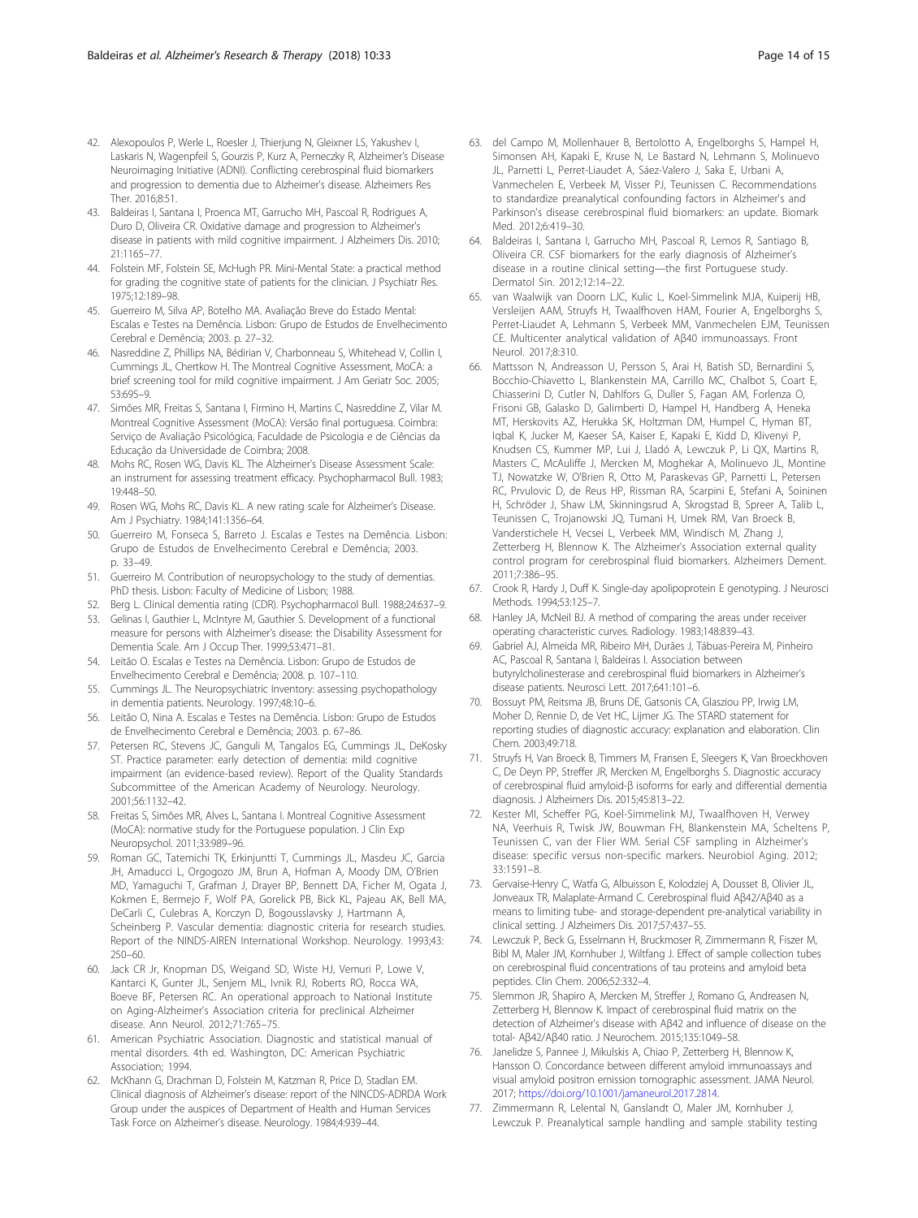42. Alexopoulos P, Werle L, Roesler J, Thierjung N, Gleixner LS, Yakushev I, Laskaris N, Wagenpfeil S, Gourzis P, Kurz A, Perneczky R, Alzheimer's Disease Neuroimaging Initiative (ADNI). Conflicting cerebrospinal fluid biomarkers and progression to dementia due to Alzheimer's disease. Alzheimers Res Ther. 2016;8:51.
43. Baldeiras I, Santana I, Proenca MT, Garrucho MH, Pascoal R, Rodrigues A, Duro D, Oliveira CR. Oxidative damage and progression to Alzheimer's disease in patients with mild cognitive impairment. J Alzheimers Dis. 2010; 21:1165–77.
44. Folstein MF, Folstein SE, McHugh PR. Mini-Mental State: a practical method for grading the cognitive state of patients for the clinician. J Psychiatr Res. 1975;12:189–98.
45. Guerreiro M, Silva AP, Botelho MA. Avaliação Breve do Estado Mental: Escalas e Testes na Demência. Lisbon: Grupo de Estudos de Envelhecimento Cerebral e Demência; 2003. p. 27–32.
46. Nasreddine Z, Phillips NA, Bédirian V, Charbonneau S, Whitehead V, Collin I, Cummings JL, Chertkow H. The Montreal Cognitive Assessment, MoCA: a brief screening tool for mild cognitive impairment. J Am Geriatr Soc. 2005; 53:695–9.
47. Simões MR, Freitas S, Santana I, Firmino H, Martins C, Nasreddine Z, Vilar M. Montreal Cognitive Assessment (MoCA): Versão final portuguesa. Coimbra: Serviço de Avaliação Psicológica, Faculdade de Psicologia e de Ciências da Educação da Universidade de Coimbra; 2008.
48. Mohs RC, Rosen WG, Davis KL. The Alzheimer's Disease Assessment Scale: an instrument for assessing treatment efficacy. Psychopharmacol Bull. 1983; 19:448–50.
49. Rosen WG, Mohs RC, Davis KL. A new rating scale for Alzheimer's Disease. Am J Psychiatry. 1984;141:1356–64.
50. Guerreiro M, Fonseca S, Barreto J. Escalas e Testes na Demência. Lisbon: Grupo de Estudos de Envelhecimento Cerebral e Demência; 2003. p. 33–49.
51. Guerreiro M. Contribution of neuropsychology to the study of dementias. PhD thesis. Lisbon: Faculty of Medicine of Lisbon; 1988.
52. Berg L. Clinical dementia rating (CDR). Psychopharmacol Bull. 1988;24:637–9.
53. Gelinas I, Gauthier L, McIntyre M, Gauthier S. Development of a functional measure for persons with Alzheimer's disease: the Disability Assessment for Dementia Scale. Am J Occup Ther. 1999;53:471–81.
54. Leitão O. Escalas e Testes na Demência. Lisbon: Grupo de Estudos de Envelhecimento Cerebral e Demência; 2008. p. 107–110.
55. Cummings JL. The Neuropsychiatric Inventory: assessing psychopathology in dementia patients. Neurology. 1997;48:10–6.
56. Leitão O, Nina A. Escalas e Testes na Demência. Lisbon: Grupo de Estudos de Envelhecimento Cerebral e Demência; 2003. p. 67–86.
57. Petersen RC, Stevens JC, Ganguli M, Tangalos EG, Cummings JL, DeKosky ST. Practice parameter: early detection of dementia: mild cognitive impairment (an evidence-based review). Report of the Quality Standards Subcommittee of the American Academy of Neurology. Neurology. 2001;56:1132–42.
58. Freitas S, Simões MR, Alves L, Santana I. Montreal Cognitive Assessment (MoCA): normative study for the Portuguese population. J Clin Exp Neuropsychol. 2011;33:989–96.
59. Roman GC, Tatemichi TK, Erkinjuntti T, Cummings JL, Masdeu JC, Garcia JH, Amaducci L, Orgogozo JM, Brun A, Hofman A, Moody DM, O'Brien MD, Yamaguchi T, Grafman J, Drayer BP, Bennett DA, Ficher M, Ogata J, Kokmen E, Bermejo F, Wolf PA, Gorelick PB, Bick KL, Pajeau AK, Bell MA, DeCarli C, Culebras A, Korczyn D, Bogousslavsky J, Hartmann A, Scheinberg P. Vascular dementia: diagnostic criteria for research studies. Report of the NINDS-AIREN International Workshop. Neurology. 1993;43: 250–60.
60. Jack CR Jr, Knopman DS, Weigand SD, Wiste HJ, Vemuri P, Lowe V, Kantarci K, Gunter JL, Senjem ML, Ivnik RJ, Roberts RO, Rocca WA, Boeve BF, Petersen RC. An operational approach to National Institute on Aging-Alzheimer's Association criteria for preclinical Alzheimer disease. Ann Neurol. 2012;71:765–75.
61. American Psychiatric Association. Diagnostic and statistical manual of mental disorders. 4th ed. Washington, DC: American Psychiatric Association; 1994.
62. McKhann G, Drachman D, Folstein M, Katzman R, Price D, Stadlan EM. Clinical diagnosis of Alzheimer's disease: report of the NINCDS-ADRDA Work Group under the auspices of Department of Health and Human Services Task Force on Alzheimer's disease. Neurology. 1984;4:939–44.
63. del Campo M, Mollenhauer B, Bertolotto A, Engelborghs S, Hampel H, Simonsen AH, Kapaki E, Kruse N, Le Bastard N, Lehmann S, Molinuevo JL, Parnetti L, Perret-Liaudet A, Sáez-Valero J, Saka E, Urbani A, Vanmechelen E, Verbeek M, Visser PJ, Teunissen C. Recommendations to standardize preanalytical confounding factors in Alzheimer's and Parkinson's disease cerebrospinal fluid biomarkers: an update. Biomark Med. 2012;6:419–30.
64. Baldeiras I, Santana I, Garrucho MH, Pascoal R, Lemos R, Santiago B, Oliveira CR. CSF biomarkers for the early diagnosis of Alzheimer's disease in a routine clinical setting—the first Portuguese study. Dermatol Sin. 2012;12:14–22.
65. van Waalwijk van Doorn LJC, Kulic L, Koel-Simmelink MJA, Kuiperij HB, Versleijen AAM, Struyfs H, Twaalfhoven HAM, Fourier A, Engelborghs S, Perret-Liaudet A, Lehmann S, Verbeek MM, Vanmechelen EJM, Teunissen CE. Multicenter analytical validation of Aβ40 immunoassays. Front Neurol. 2017;8:310.
66. Mattsson N, Andreasson U, Persson S, Arai H, Batish SD, Bernardini S, Bocchio-Chiavetto L, Blankenstein MA, Carrillo MC, Chalbot S, Coart E, Chiasserini D, Cutler N, Dahlfors G, Duller S, Fagan AM, Forlenza O, Frisoni GB, Galasko D, Galimberti D, Hampel H, Handberg A, Heneka MT, Herskovits AZ, Herukka SK, Holtzman DM, Humpel C, Hyman BT, Iqbal K, Jucker M, Kaeser SA, Kaiser E, Kapaki E, Kidd D, Klivenyi P, Knudsen CS, Kummer MP, Lui J, Lladó A, Lewczuk P, Li QX, Martins R, Masters C, McAuliffe J, Mercken M, Moghekar A, Molinuevo JL, Montine TJ, Nowatzke W, O'Brien R, Otto M, Paraskevas GP, Parnetti L, Petersen RC, Prvulovic D, de Reus HP, Rissman RA, Scarpini E, Stefani A, Soininen H, Schröder J, Shaw LM, Skinningsrud A, Skrogstad B, Spreer A, Talib L, Teunissen C, Trojanowski JQ, Tumani H, Umek RM, Van Broeck B, Vanderstichele H, Vecsei L, Verbeek MM, Windisch M, Zhang J, Zetterberg H, Blennow K. The Alzheimer's Association external quality control program for cerebrospinal fluid biomarkers. Alzheimers Dement. 2011;7:386–95.
67. Crook R, Hardy J, Duff K. Single-day apolipoprotein E genotyping. J Neurosci Methods. 1994;53:125–7.
68. Hanley JA, McNeil BJ. A method of comparing the areas under receiver operating characteristic curves. Radiology. 1983;148:839–43.
69. Gabriel AJ, Almeida MR, Ribeiro MH, Durães J, Tábuas-Pereira M, Pinheiro AC, Pascoal R, Santana I, Baldeiras I. Association between butyrylcholinesterase and cerebrospinal fluid biomarkers in Alzheimer's disease patients. Neurosci Lett. 2017;641:101–6.
70. Bossuyt PM, Reitsma JB, Bruns DE, Gatsonis CA, Glasziou PP, Irwig LM, Moher D, Rennie D, de Vet HC, Lijmer JG. The STARD statement for reporting studies of diagnostic accuracy: explanation and elaboration. Clin Chem. 2003;49:718.
71. Struyfs H, Van Broeck B, Timmers M, Fransen E, Sleegers K, Van Broeckhoven C, De Deyn PP, Streffer JR, Mercken M, Engelborghs S. Diagnostic accuracy of cerebrospinal fluid amyloid-β isoforms for early and differential dementia diagnosis. J Alzheimers Dis. 2015;45:813–22.
72. Kester MI, Scheffer PG, Koel-Simmelink MJ, Twaalfhoven H, Verwey NA, Veerhuis R, Twisk JW, Bouwman FH, Blankenstein MA, Scheltens P, Teunissen C, van der Flier WM. Serial CSF sampling in Alzheimer's disease: specific versus non-specific markers. Neurobiol Aging. 2012; 33:1591–8.
73. Gervaise-Henry C, Watfa G, Albuisson E, Kolodziej A, Dousset B, Olivier JL, Jonveaux TR, Malaplate-Armand C. Cerebrospinal fluid Aβ42/Aβ40 as a means to limiting tube- and storage-dependent pre-analytical variability in clinical setting. J Alzheimers Dis. 2017;57:437–55.
74. Lewczuk P, Beck G, Esselmann H, Bruckmoser R, Zimmermann R, Fiszer M, Bibl M, Maler JM, Kornhuber J, Wiltfang J. Effect of sample collection tubes on cerebrospinal fluid concentrations of tau proteins and amyloid beta peptides. Clin Chem. 2006;52:332–4.
75. Slemmon JR, Shapiro A, Mercken M, Streffer J, Romano G, Andreasen N, Zetterberg H, Blennow K. Impact of cerebrospinal fluid matrix on the detection of Alzheimer's disease with Aβ42 and influence of disease on the total- Aβ42/Aβ40 ratio. J Neurochem. 2015;135:1049–58.
76. Janelidze S, Pannee J, Mikulskis A, Chiao P, Zetterberg H, Blennow K, Hansson O. Concordance between different amyloid immunoassays and visual amyloid positron emission tomographic assessment. JAMA Neurol. 2017; https://doi.org/10.1001/jamaneurol.2017.2814.
77. Zimmermann R, Lelental N, Ganslandt O, Maler JM, Kornhuber J, Lewczuk P. Preanalytical sample handling and sample stability testing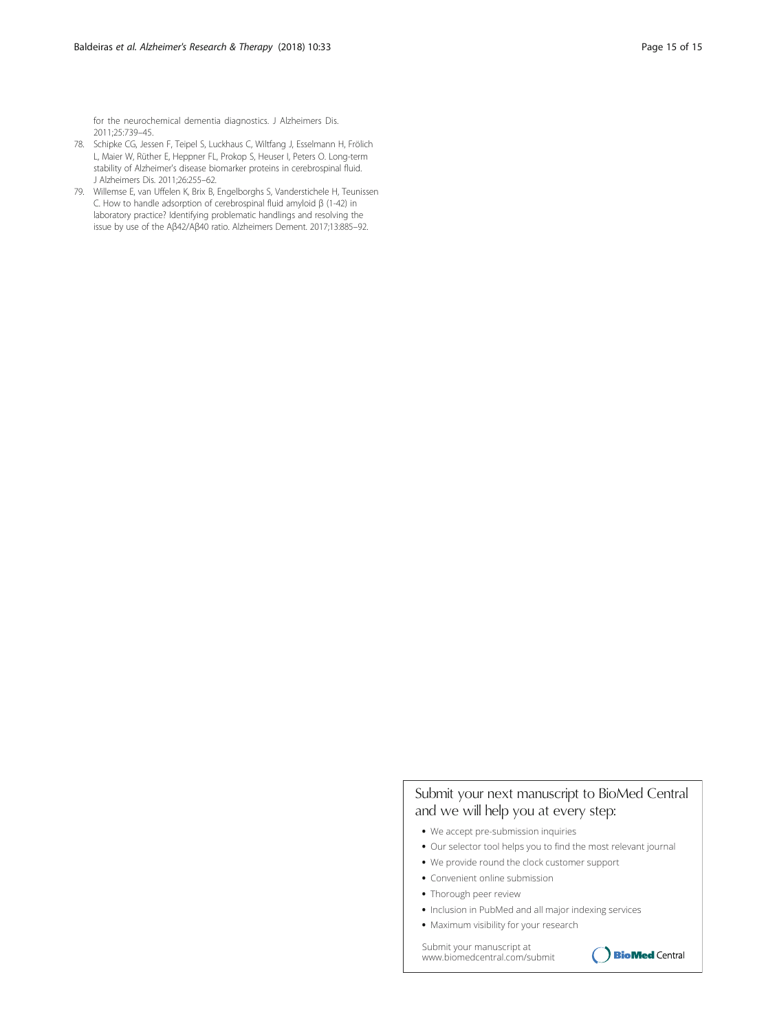for the neurochemical dementia diagnostics. J Alzheimers Dis. 2011;25:739–45.

78. Schipke CG, Jessen F, Teipel S, Luckhaus C, Wiltfang J, Esselmann H, Frölich L, Maier W, Rüther E, Heppner FL, Prokop S, Heuser I, Peters O. Long-term stability of Alzheimer's disease biomarker proteins in cerebrospinal fluid. J Alzheimers Dis. 2011;26:255–62.
79. Willemse E, van Uffelen K, Brix B, Engelborghs S, Vanderstichele H, Teunissen C. How to handle adsorption of cerebrospinal fluid amyloid β (1-42) in laboratory practice? Identifying problematic handlings and resolving the issue by use of the Aβ42/Aβ40 ratio. Alzheimers Dement. 2017;13:885–92.

Submit your next manuscript to BioMed Central and we will help you at every step:

- We accept pre-submission inquiries
- Our selector tool helps you to find the most relevant journal
- We provide round the clock customer support
- Convenient online submission
- Thorough peer review
- Inclusion in PubMed and all major indexing services
- Maximum visibility for your research

Submit your manuscript at www.biomedcentral.com/submit

BioMed Central